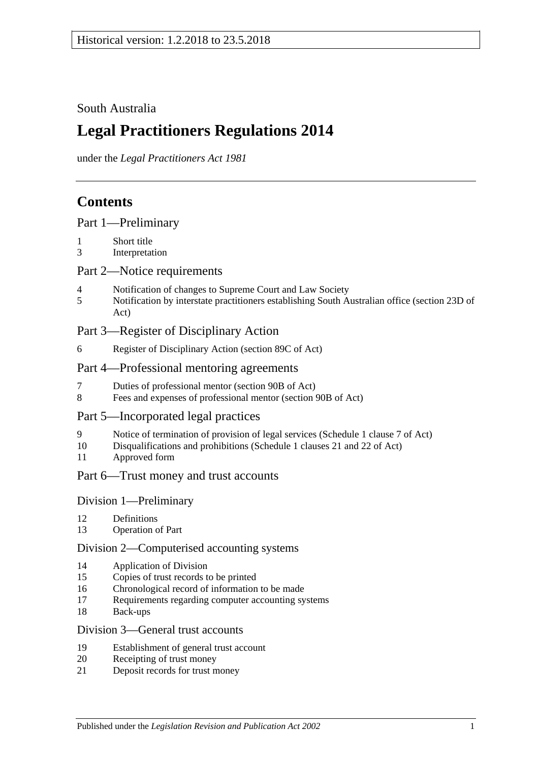Historical version: 1.2.2018 to 23.5.2018

South Australia

# Legal Practitioners Regulations 2014

under the *Legal Practitioners Act 1981*

## Contents

### Part 1—Preliminary

1 Short title
3 Interpretation

### Part 2—Notice requirements

4 Notification of changes to Supreme Court and Law Society
5 Notification by interstate practitioners establishing South Australian office (section 23D of Act)

### Part 3—Register of Disciplinary Action

6 Register of Disciplinary Action (section 89C of Act)

### Part 4—Professional mentoring agreements

7 Duties of professional mentor (section 90B of Act)
8 Fees and expenses of professional mentor (section 90B of Act)

### Part 5—Incorporated legal practices

9 Notice of termination of provision of legal services (Schedule 1 clause 7 of Act)
10 Disqualifications and prohibitions (Schedule 1 clauses 21 and 22 of Act)
11 Approved form

### Part 6—Trust money and trust accounts

#### Division 1—Preliminary

12 Definitions
13 Operation of Part

#### Division 2—Computerised accounting systems

14 Application of Division
15 Copies of trust records to be printed
16 Chronological record of information to be made
17 Requirements regarding computer accounting systems
18 Back-ups

#### Division 3—General trust accounts

19 Establishment of general trust account
20 Receipting of trust money
21 Deposit records for trust money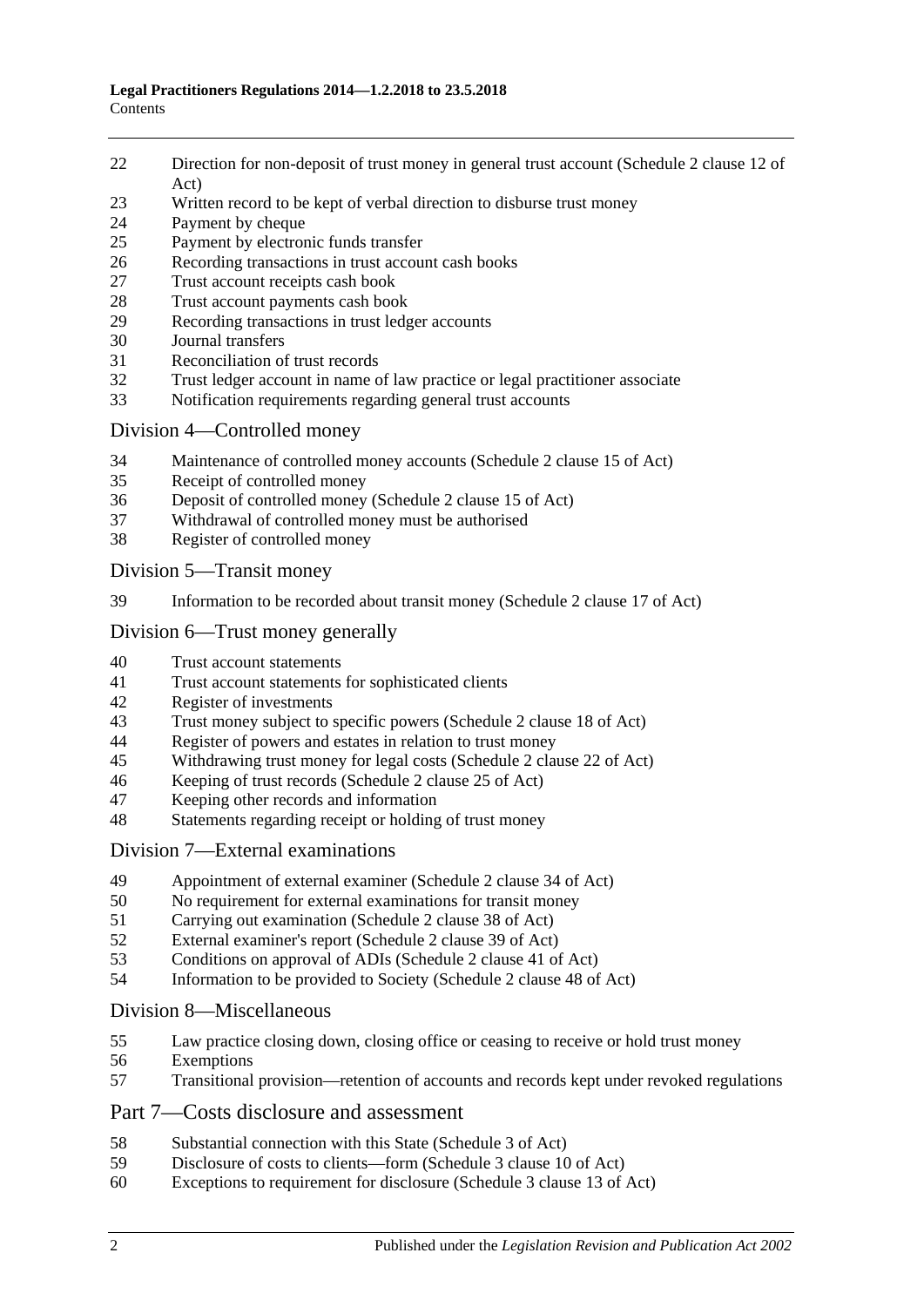22 Direction for non-deposit of trust money in general trust account (Schedule 2 clause 12 of Act)
23 Written record to be kept of verbal direction to disburse trust money
24 Payment by cheque
25 Payment by electronic funds transfer
26 Recording transactions in trust account cash books
27 Trust account receipts cash book
28 Trust account payments cash book
29 Recording transactions in trust ledger accounts
30 Journal transfers
31 Reconciliation of trust records
32 Trust ledger account in name of law practice or legal practitioner associate
33 Notification requirements regarding general trust accounts

## Division 4—Controlled money

34 Maintenance of controlled money accounts (Schedule 2 clause 15 of Act)
35 Receipt of controlled money
36 Deposit of controlled money (Schedule 2 clause 15 of Act)
37 Withdrawal of controlled money must be authorised
38 Register of controlled money

## Division 5—Transit money

39 Information to be recorded about transit money (Schedule 2 clause 17 of Act)

## Division 6—Trust money generally

40 Trust account statements
41 Trust account statements for sophisticated clients
42 Register of investments
43 Trust money subject to specific powers (Schedule 2 clause 18 of Act)
44 Register of powers and estates in relation to trust money
45 Withdrawing trust money for legal costs (Schedule 2 clause 22 of Act)
46 Keeping of trust records (Schedule 2 clause 25 of Act)
47 Keeping other records and information
48 Statements regarding receipt or holding of trust money

## Division 7—External examinations

49 Appointment of external examiner (Schedule 2 clause 34 of Act)
50 No requirement for external examinations for transit money
51 Carrying out examination (Schedule 2 clause 38 of Act)
52 External examiner's report (Schedule 2 clause 39 of Act)
53 Conditions on approval of ADIs (Schedule 2 clause 41 of Act)
54 Information to be provided to Society (Schedule 2 clause 48 of Act)

## Division 8—Miscellaneous

55 Law practice closing down, closing office or ceasing to receive or hold trust money
56 Exemptions
57 Transitional provision—retention of accounts and records kept under revoked regulations

# Part 7—Costs disclosure and assessment

58 Substantial connection with this State (Schedule 3 of Act)
59 Disclosure of costs to clients—form (Schedule 3 clause 10 of Act)
60 Exceptions to requirement for disclosure (Schedule 3 clause 13 of Act)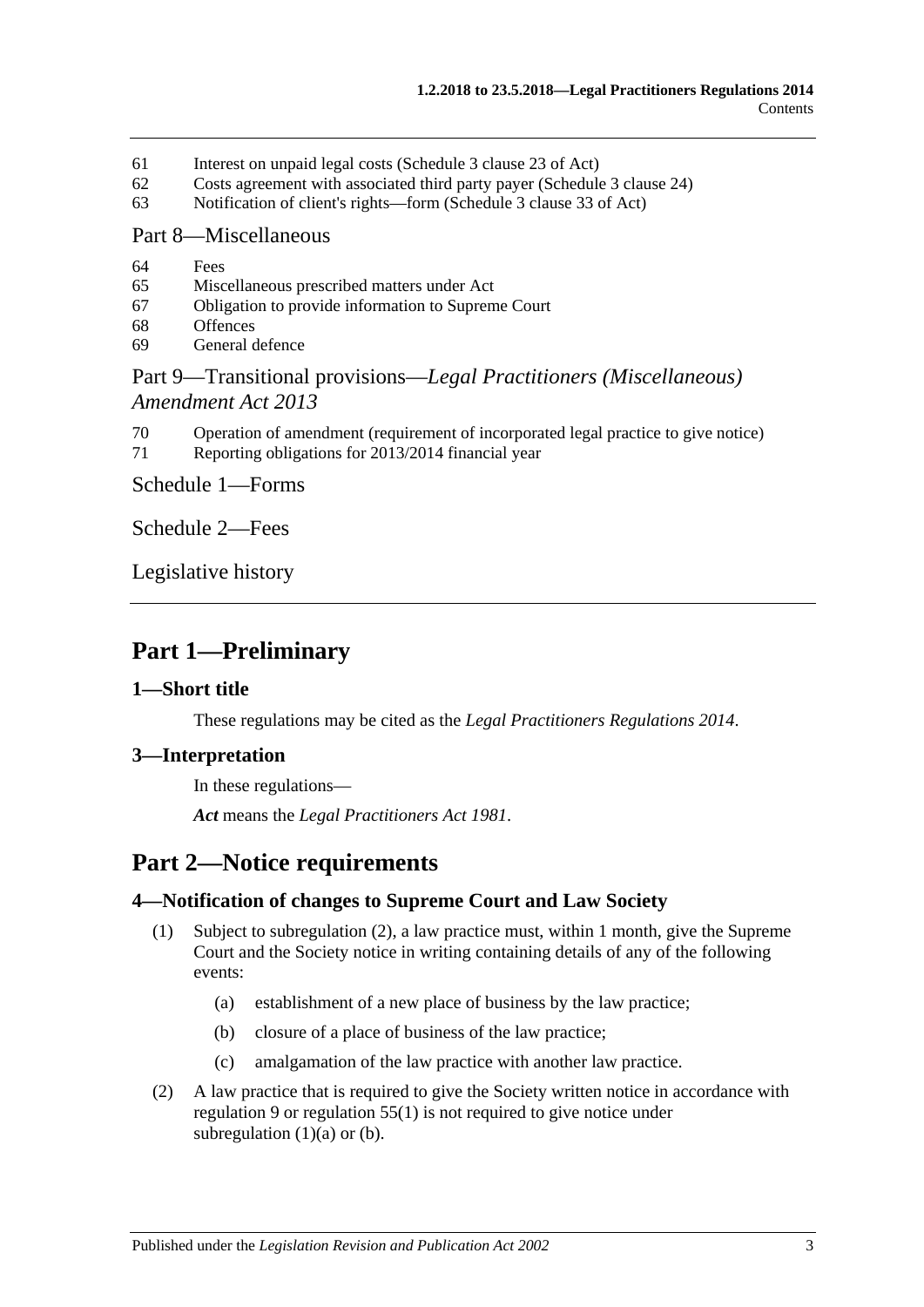61 Interest on unpaid legal costs (Schedule 3 clause 23 of Act)
62 Costs agreement with associated third party payer (Schedule 3 clause 24)
63 Notification of client's rights—form (Schedule 3 clause 33 of Act)

Part 8—Miscellaneous

64 Fees
65 Miscellaneous prescribed matters under Act
67 Obligation to provide information to Supreme Court
68 Offences
69 General defence

Part 9—Transitional provisions—*Legal Practitioners (Miscellaneous) Amendment Act 2013*

70 Operation of amendment (requirement of incorporated legal practice to give notice)
71 Reporting obligations for 2013/2014 financial year

Schedule 1—Forms

Schedule 2—Fees

Legislative history

# Part 1—Preliminary

## 1—Short title

These regulations may be cited as the *Legal Practitioners Regulations 2014*.

## 3—Interpretation

In these regulations—

***Act*** means the *Legal Practitioners Act 1981*.

# Part 2—Notice requirements

## 4—Notification of changes to Supreme Court and Law Society

(1) Subject to subregulation (2), a law practice must, within 1 month, give the Supreme Court and the Society notice in writing containing details of any of the following events:

(a) establishment of a new place of business by the law practice;

(b) closure of a place of business of the law practice;

(c) amalgamation of the law practice with another law practice.

(2) A law practice that is required to give the Society written notice in accordance with regulation 9 or regulation 55(1) is not required to give notice under subregulation (1)(a) or (b).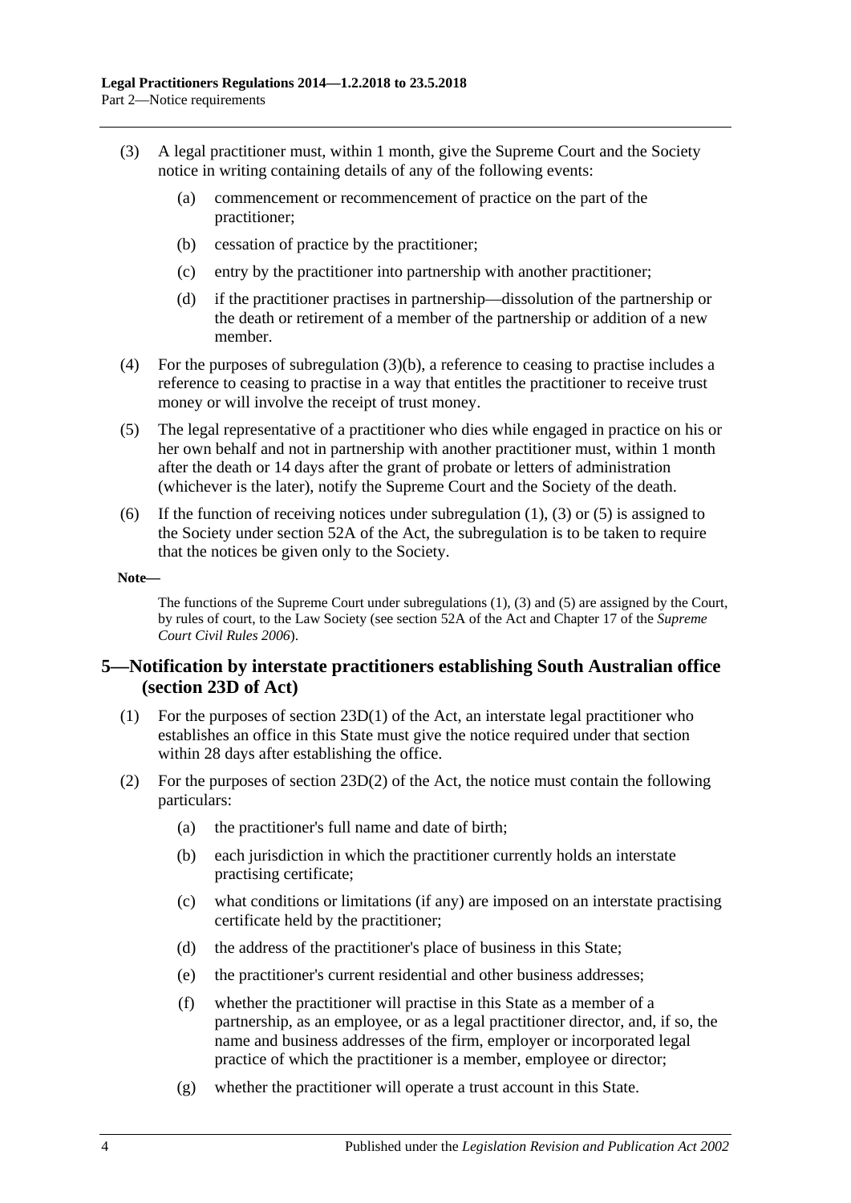(3) A legal practitioner must, within 1 month, give the Supreme Court and the Society notice in writing containing details of any of the following events:

  (a) commencement or recommencement of practice on the part of the practitioner;

  (b) cessation of practice by the practitioner;

  (c) entry by the practitioner into partnership with another practitioner;

  (d) if the practitioner practises in partnership—dissolution of the partnership or the death or retirement of a member of the partnership or addition of a new member.

(4) For the purposes of subregulation (3)(b), a reference to ceasing to practise includes a reference to ceasing to practise in a way that entitles the practitioner to receive trust money or will involve the receipt of trust money.

(5) The legal representative of a practitioner who dies while engaged in practice on his or her own behalf and not in partnership with another practitioner must, within 1 month after the death or 14 days after the grant of probate or letters of administration (whichever is the later), notify the Supreme Court and the Society of the death.

(6) If the function of receiving notices under subregulation (1), (3) or (5) is assigned to the Society under section 52A of the Act, the subregulation is to be taken to require that the notices be given only to the Society.

**Note—**

The functions of the Supreme Court under subregulations (1), (3) and (5) are assigned by the Court, by rules of court, to the Law Society (see section 52A of the Act and Chapter 17 of the *Supreme Court Civil Rules 2006*).

## 5—Notification by interstate practitioners establishing South Australian office (section 23D of Act)

(1) For the purposes of section 23D(1) of the Act, an interstate legal practitioner who establishes an office in this State must give the notice required under that section within 28 days after establishing the office.

(2) For the purposes of section 23D(2) of the Act, the notice must contain the following particulars:

  (a) the practitioner's full name and date of birth;

  (b) each jurisdiction in which the practitioner currently holds an interstate practising certificate;

  (c) what conditions or limitations (if any) are imposed on an interstate practising certificate held by the practitioner;

  (d) the address of the practitioner's place of business in this State;

  (e) the practitioner's current residential and other business addresses;

  (f) whether the practitioner will practise in this State as a member of a partnership, as an employee, or as a legal practitioner director, and, if so, the name and business addresses of the firm, employer or incorporated legal practice of which the practitioner is a member, employee or director;

  (g) whether the practitioner will operate a trust account in this State.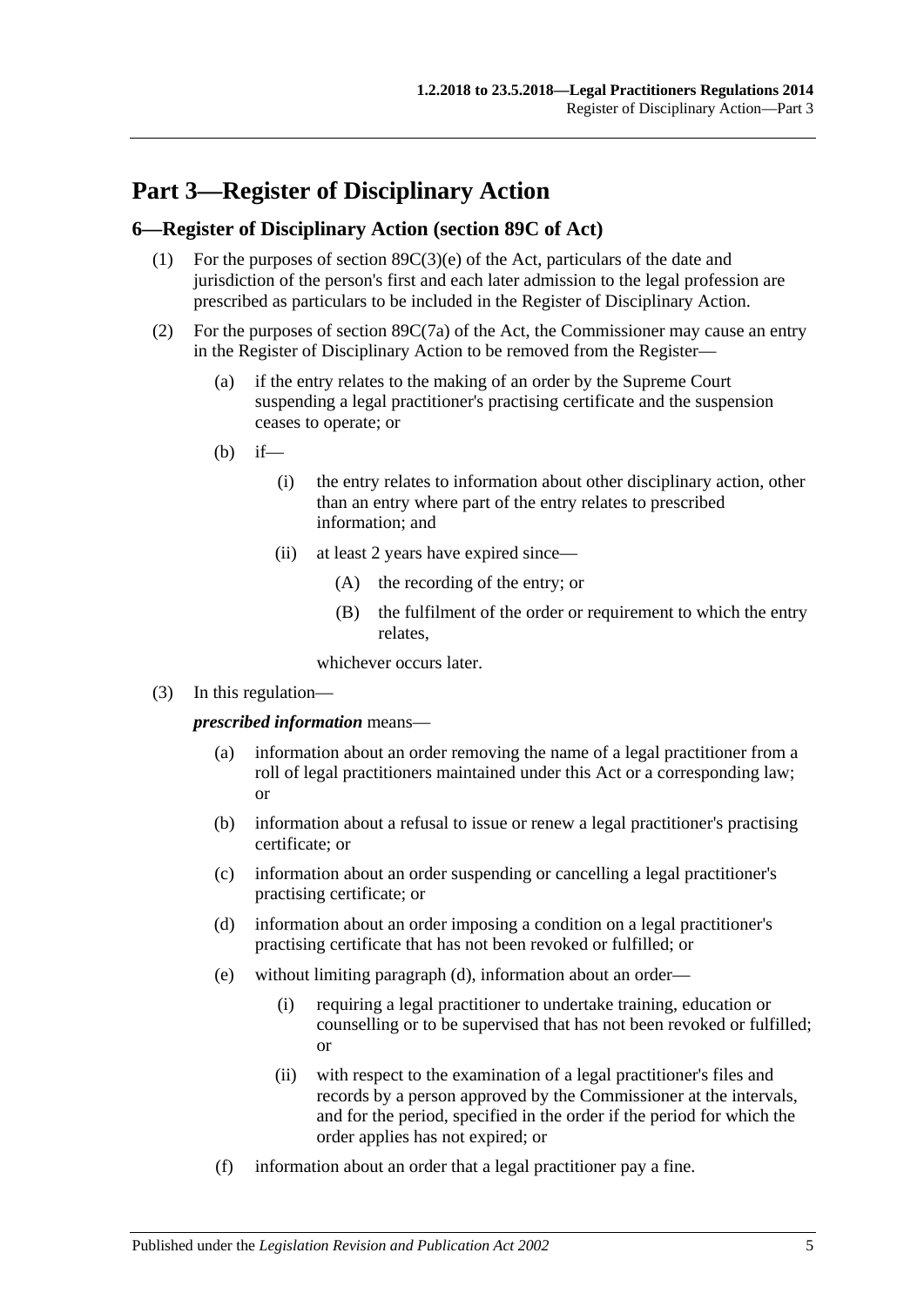# Part 3—Register of Disciplinary Action

## 6—Register of Disciplinary Action (section 89C of Act)

(1) For the purposes of section 89C(3)(e) of the Act, particulars of the date and jurisdiction of the person's first and each later admission to the legal profession are prescribed as particulars to be included in the Register of Disciplinary Action.

(2) For the purposes of section 89C(7a) of the Act, the Commissioner may cause an entry in the Register of Disciplinary Action to be removed from the Register—

(a) if the entry relates to the making of an order by the Supreme Court suspending a legal practitioner's practising certificate and the suspension ceases to operate; or

(b) if—

(i) the entry relates to information about other disciplinary action, other than an entry where part of the entry relates to prescribed information; and

(ii) at least 2 years have expired since—

(A) the recording of the entry; or

(B) the fulfilment of the order or requirement to which the entry relates,

whichever occurs later.

(3) In this regulation—

***prescribed information*** means—

(a) information about an order removing the name of a legal practitioner from a roll of legal practitioners maintained under this Act or a corresponding law; or

(b) information about a refusal to issue or renew a legal practitioner's practising certificate; or

(c) information about an order suspending or cancelling a legal practitioner's practising certificate; or

(d) information about an order imposing a condition on a legal practitioner's practising certificate that has not been revoked or fulfilled; or

(e) without limiting paragraph (d), information about an order—

(i) requiring a legal practitioner to undertake training, education or counselling or to be supervised that has not been revoked or fulfilled; or

(ii) with respect to the examination of a legal practitioner's files and records by a person approved by the Commissioner at the intervals, and for the period, specified in the order if the period for which the order applies has not expired; or

(f) information about an order that a legal practitioner pay a fine.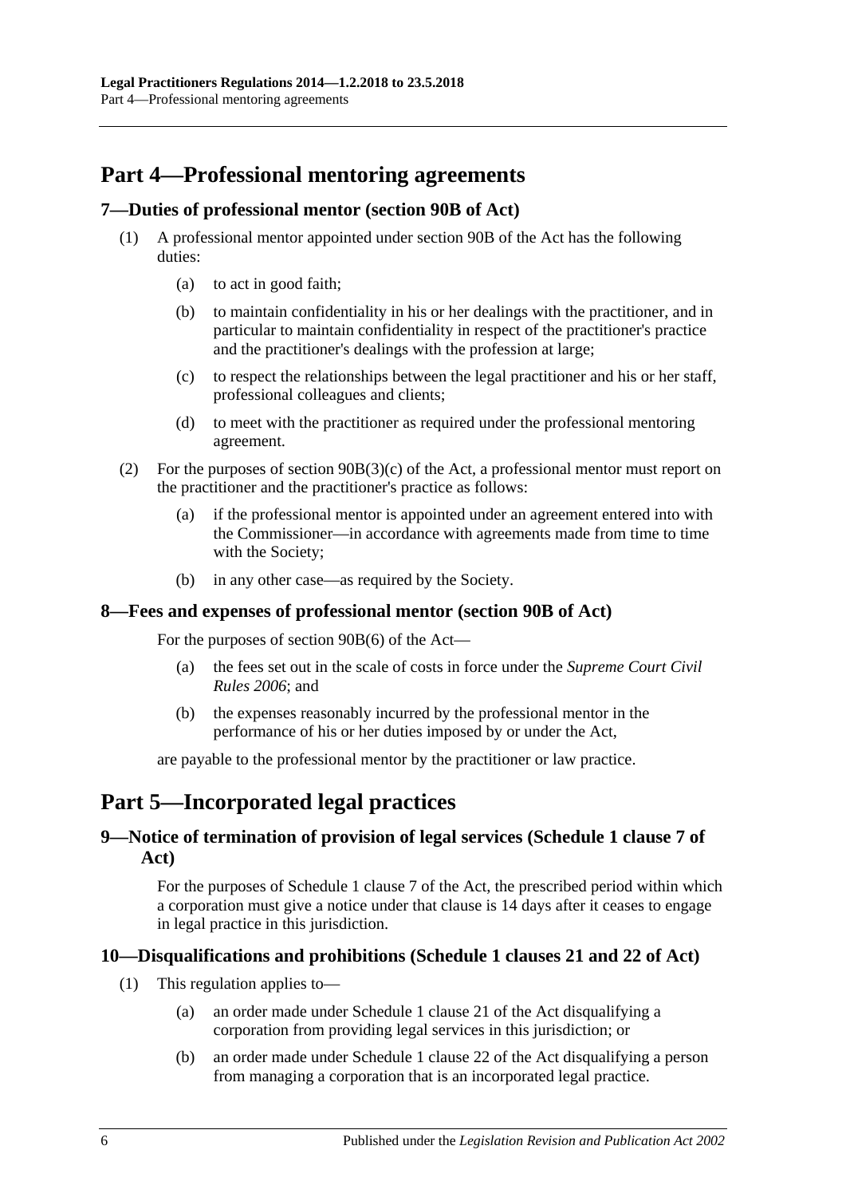## Part 4—Professional mentoring agreements

### 7—Duties of professional mentor (section 90B of Act)

(1) A professional mentor appointed under section 90B of the Act has the following duties:

(a) to act in good faith;

(b) to maintain confidentiality in his or her dealings with the practitioner, and in particular to maintain confidentiality in respect of the practitioner's practice and the practitioner's dealings with the profession at large;

(c) to respect the relationships between the legal practitioner and his or her staff, professional colleagues and clients;

(d) to meet with the practitioner as required under the professional mentoring agreement.

(2) For the purposes of section 90B(3)(c) of the Act, a professional mentor must report on the practitioner and the practitioner's practice as follows:

(a) if the professional mentor is appointed under an agreement entered into with the Commissioner—in accordance with agreements made from time to time with the Society;

(b) in any other case—as required by the Society.

### 8—Fees and expenses of professional mentor (section 90B of Act)

For the purposes of section 90B(6) of the Act—

(a) the fees set out in the scale of costs in force under the *Supreme Court Civil Rules 2006*; and

(b) the expenses reasonably incurred by the professional mentor in the performance of his or her duties imposed by or under the Act,

are payable to the professional mentor by the practitioner or law practice.

## Part 5—Incorporated legal practices

### 9—Notice of termination of provision of legal services (Schedule 1 clause 7 of Act)

For the purposes of Schedule 1 clause 7 of the Act, the prescribed period within which a corporation must give a notice under that clause is 14 days after it ceases to engage in legal practice in this jurisdiction.

### 10—Disqualifications and prohibitions (Schedule 1 clauses 21 and 22 of Act)

(1) This regulation applies to—

(a) an order made under Schedule 1 clause 21 of the Act disqualifying a corporation from providing legal services in this jurisdiction; or

(b) an order made under Schedule 1 clause 22 of the Act disqualifying a person from managing a corporation that is an incorporated legal practice.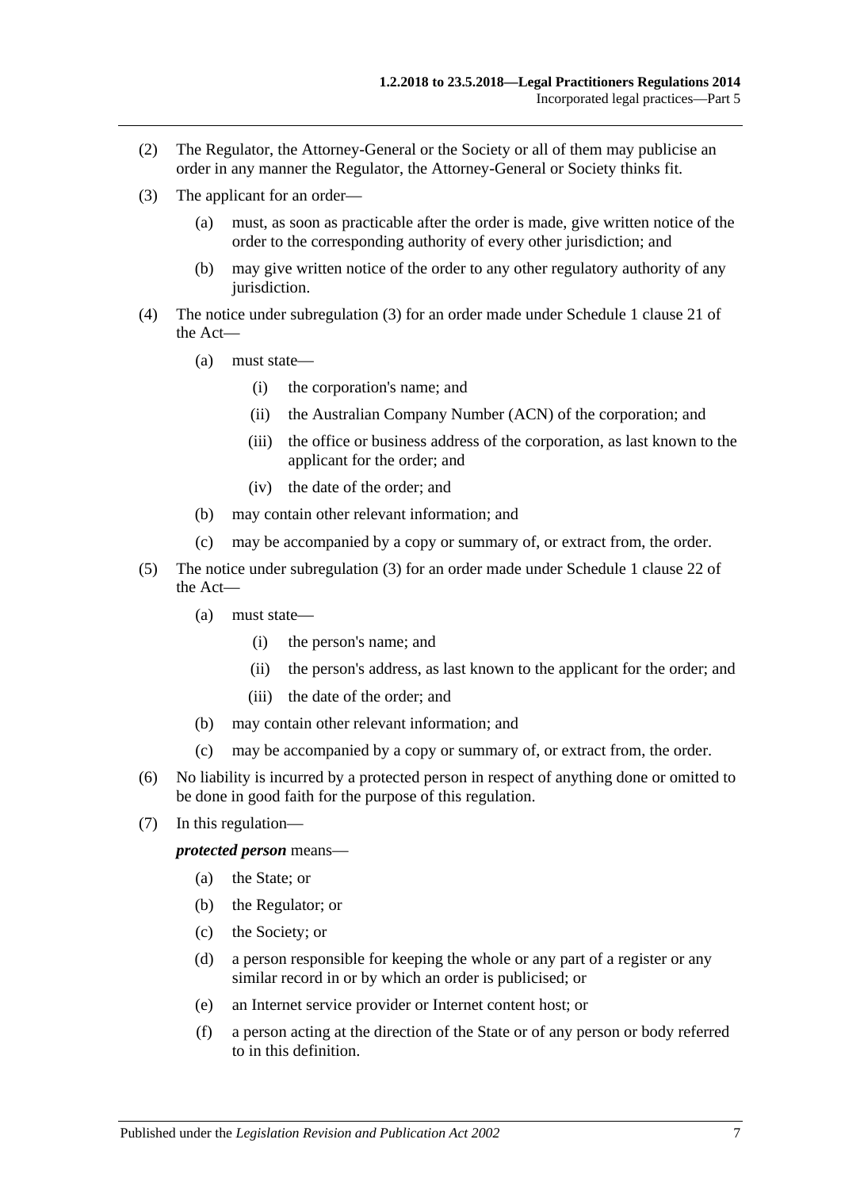(2) The Regulator, the Attorney-General or the Society or all of them may publicise an order in any manner the Regulator, the Attorney-General or Society thinks fit.

(3) The applicant for an order—

- (a) must, as soon as practicable after the order is made, give written notice of the order to the corresponding authority of every other jurisdiction; and
- (b) may give written notice of the order to any other regulatory authority of any jurisdiction.

(4) The notice under subregulation (3) for an order made under Schedule 1 clause 21 of the Act—

- (a) must state—
  - (i) the corporation's name; and
  - (ii) the Australian Company Number (ACN) of the corporation; and
  - (iii) the office or business address of the corporation, as last known to the applicant for the order; and
  - (iv) the date of the order; and
- (b) may contain other relevant information; and
- (c) may be accompanied by a copy or summary of, or extract from, the order.

(5) The notice under subregulation (3) for an order made under Schedule 1 clause 22 of the Act—

- (a) must state—
  - (i) the person's name; and
  - (ii) the person's address, as last known to the applicant for the order; and
  - (iii) the date of the order; and
- (b) may contain other relevant information; and
- (c) may be accompanied by a copy or summary of, or extract from, the order.

(6) No liability is incurred by a protected person in respect of anything done or omitted to be done in good faith for the purpose of this regulation.

(7) In this regulation—

***protected person*** means—

- (a) the State; or
- (b) the Regulator; or
- (c) the Society; or
- (d) a person responsible for keeping the whole or any part of a register or any similar record in or by which an order is publicised; or
- (e) an Internet service provider or Internet content host; or
- (f) a person acting at the direction of the State or of any person or body referred to in this definition.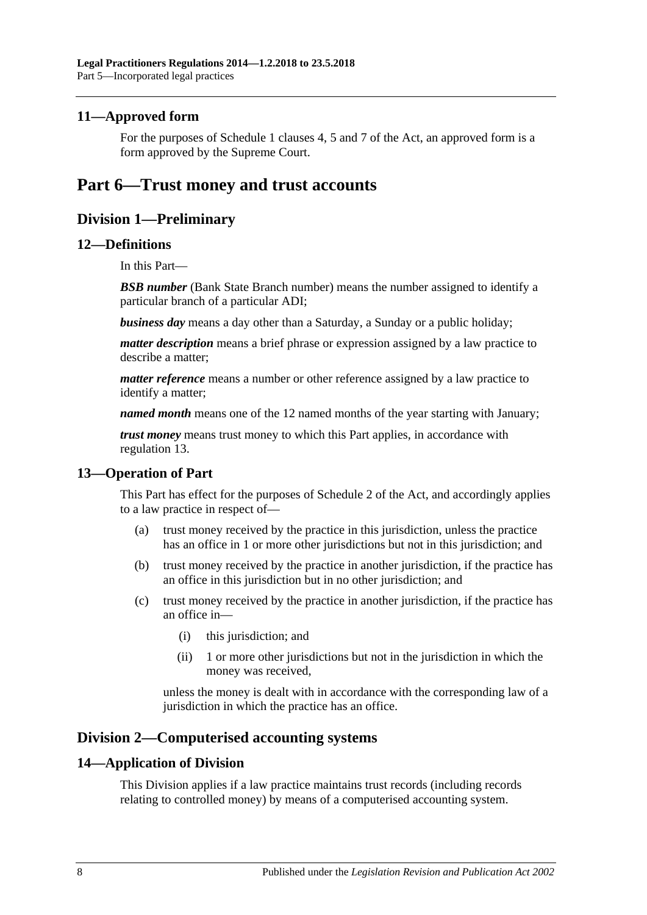### 11—Approved form

For the purposes of Schedule 1 clauses 4, 5 and 7 of the Act, an approved form is a form approved by the Supreme Court.

# Part 6—Trust money and trust accounts

## Division 1—Preliminary

### 12—Definitions

In this Part—

***BSB number*** (Bank State Branch number) means the number assigned to identify a particular branch of a particular ADI;

***business day*** means a day other than a Saturday, a Sunday or a public holiday;

***matter description*** means a brief phrase or expression assigned by a law practice to describe a matter;

***matter reference*** means a number or other reference assigned by a law practice to identify a matter;

***named month*** means one of the 12 named months of the year starting with January;

***trust money*** means trust money to which this Part applies, in accordance with regulation 13.

### 13—Operation of Part

This Part has effect for the purposes of Schedule 2 of the Act, and accordingly applies to a law practice in respect of—

(a) trust money received by the practice in this jurisdiction, unless the practice has an office in 1 or more other jurisdictions but not in this jurisdiction; and

(b) trust money received by the practice in another jurisdiction, if the practice has an office in this jurisdiction but in no other jurisdiction; and

(c) trust money received by the practice in another jurisdiction, if the practice has an office in—

   (i) this jurisdiction; and

   (ii) 1 or more other jurisdictions but not in the jurisdiction in which the money was received,

unless the money is dealt with in accordance with the corresponding law of a jurisdiction in which the practice has an office.

## Division 2—Computerised accounting systems

### 14—Application of Division

This Division applies if a law practice maintains trust records (including records relating to controlled money) by means of a computerised accounting system.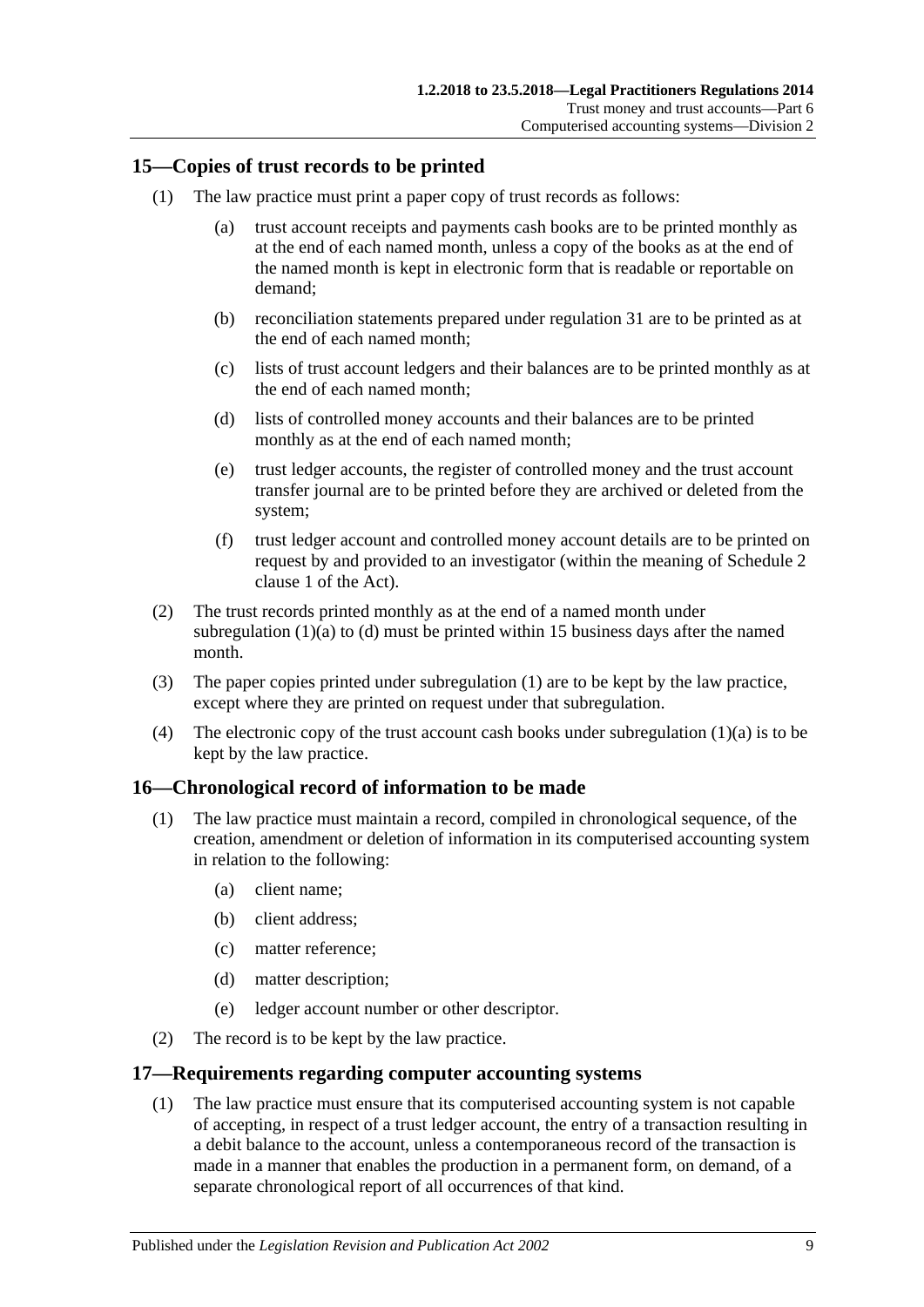## 15—Copies of trust records to be printed

(1) The law practice must print a paper copy of trust records as follows:

(a) trust account receipts and payments cash books are to be printed monthly as at the end of each named month, unless a copy of the books as at the end of the named month is kept in electronic form that is readable or reportable on demand;

(b) reconciliation statements prepared under regulation 31 are to be printed as at the end of each named month;

(c) lists of trust account ledgers and their balances are to be printed monthly as at the end of each named month;

(d) lists of controlled money accounts and their balances are to be printed monthly as at the end of each named month;

(e) trust ledger accounts, the register of controlled money and the trust account transfer journal are to be printed before they are archived or deleted from the system;

(f) trust ledger account and controlled money account details are to be printed on request by and provided to an investigator (within the meaning of Schedule 2 clause 1 of the Act).

(2) The trust records printed monthly as at the end of a named month under subregulation (1)(a) to (d) must be printed within 15 business days after the named month.

(3) The paper copies printed under subregulation (1) are to be kept by the law practice, except where they are printed on request under that subregulation.

(4) The electronic copy of the trust account cash books under subregulation (1)(a) is to be kept by the law practice.

## 16—Chronological record of information to be made

(1) The law practice must maintain a record, compiled in chronological sequence, of the creation, amendment or deletion of information in its computerised accounting system in relation to the following:

(a) client name;

(b) client address;

(c) matter reference;

(d) matter description;

(e) ledger account number or other descriptor.

(2) The record is to be kept by the law practice.

## 17—Requirements regarding computer accounting systems

(1) The law practice must ensure that its computerised accounting system is not capable of accepting, in respect of a trust ledger account, the entry of a transaction resulting in a debit balance to the account, unless a contemporaneous record of the transaction is made in a manner that enables the production in a permanent form, on demand, of a separate chronological report of all occurrences of that kind.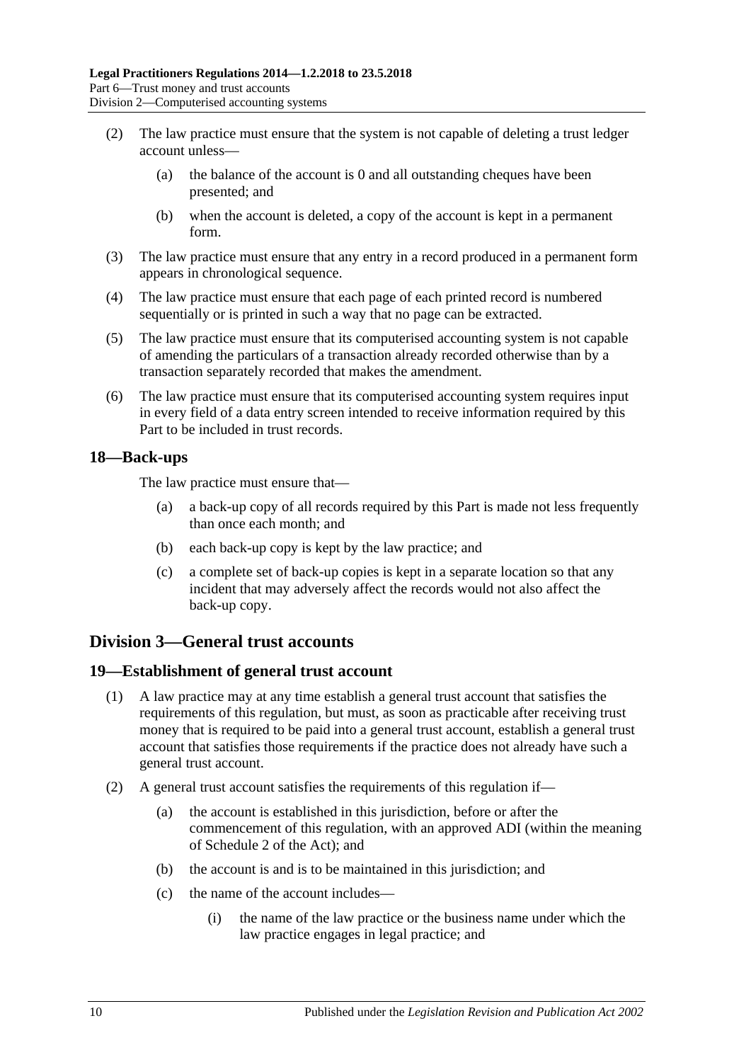(2) The law practice must ensure that the system is not capable of deleting a trust ledger account unless—

(a) the balance of the account is 0 and all outstanding cheques have been presented; and

(b) when the account is deleted, a copy of the account is kept in a permanent form.

(3) The law practice must ensure that any entry in a record produced in a permanent form appears in chronological sequence.

(4) The law practice must ensure that each page of each printed record is numbered sequentially or is printed in such a way that no page can be extracted.

(5) The law practice must ensure that its computerised accounting system is not capable of amending the particulars of a transaction already recorded otherwise than by a transaction separately recorded that makes the amendment.

(6) The law practice must ensure that its computerised accounting system requires input in every field of a data entry screen intended to receive information required by this Part to be included in trust records.

### 18—Back-ups

The law practice must ensure that—

(a) a back-up copy of all records required by this Part is made not less frequently than once each month; and

(b) each back-up copy is kept by the law practice; and

(c) a complete set of back-up copies is kept in a separate location so that any incident that may adversely affect the records would not also affect the back-up copy.

## Division 3—General trust accounts

### 19—Establishment of general trust account

(1) A law practice may at any time establish a general trust account that satisfies the requirements of this regulation, but must, as soon as practicable after receiving trust money that is required to be paid into a general trust account, establish a general trust account that satisfies those requirements if the practice does not already have such a general trust account.

(2) A general trust account satisfies the requirements of this regulation if—

(a) the account is established in this jurisdiction, before or after the commencement of this regulation, with an approved ADI (within the meaning of Schedule 2 of the Act); and

(b) the account is and is to be maintained in this jurisdiction; and

(c) the name of the account includes—

(i) the name of the law practice or the business name under which the law practice engages in legal practice; and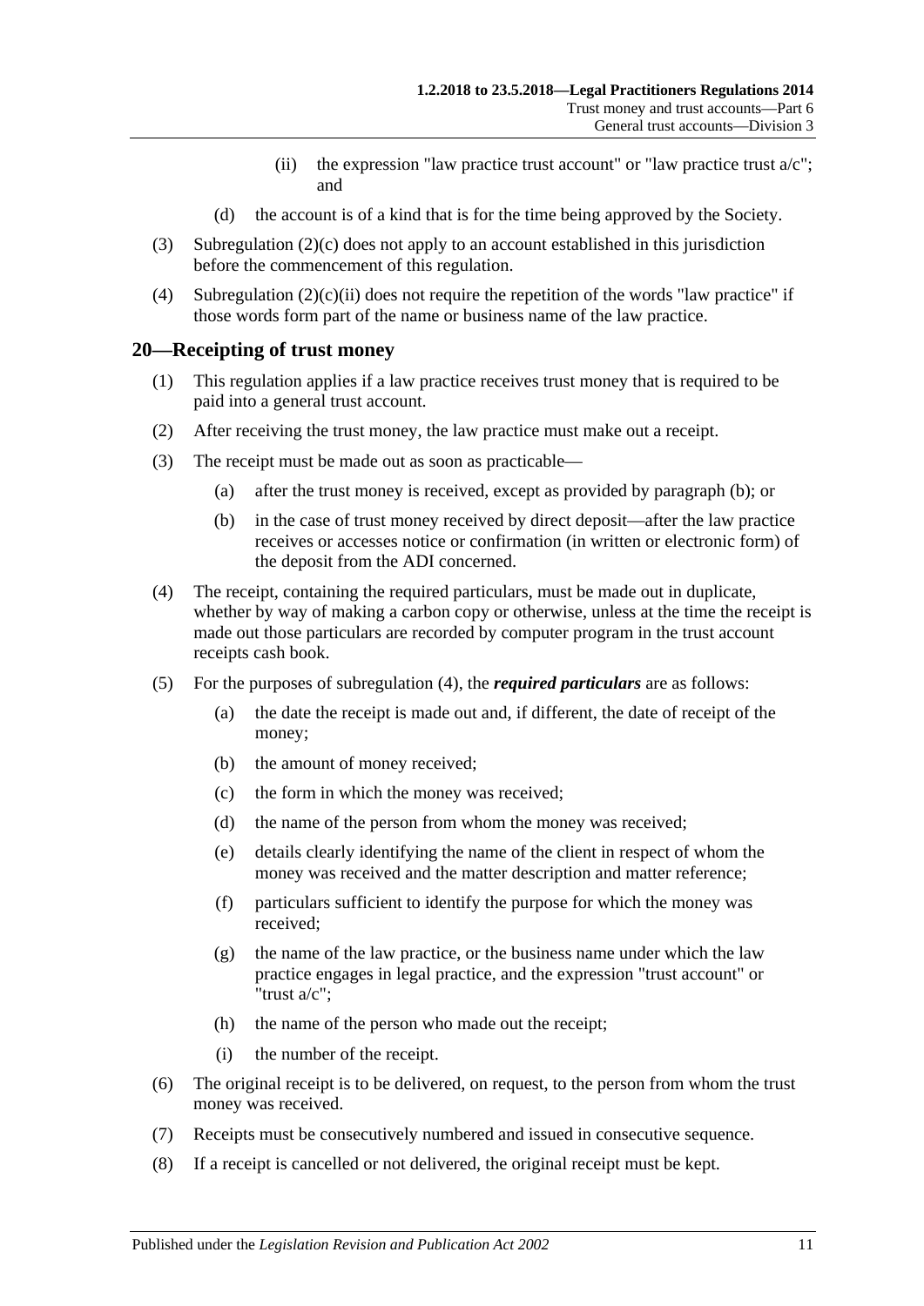(ii) the expression "law practice trust account" or "law practice trust a/c"; and

(d) the account is of a kind that is for the time being approved by the Society.

(3) Subregulation (2)(c) does not apply to an account established in this jurisdiction before the commencement of this regulation.

(4) Subregulation (2)(c)(ii) does not require the repetition of the words "law practice" if those words form part of the name or business name of the law practice.

## 20—Receipting of trust money

(1) This regulation applies if a law practice receives trust money that is required to be paid into a general trust account.

(2) After receiving the trust money, the law practice must make out a receipt.

(3) The receipt must be made out as soon as practicable—

(a) after the trust money is received, except as provided by paragraph (b); or

(b) in the case of trust money received by direct deposit—after the law practice receives or accesses notice or confirmation (in written or electronic form) of the deposit from the ADI concerned.

(4) The receipt, containing the required particulars, must be made out in duplicate, whether by way of making a carbon copy or otherwise, unless at the time the receipt is made out those particulars are recorded by computer program in the trust account receipts cash book.

(5) For the purposes of subregulation (4), the ***required particulars*** are as follows:

(a) the date the receipt is made out and, if different, the date of receipt of the money;

(b) the amount of money received;

(c) the form in which the money was received;

(d) the name of the person from whom the money was received;

(e) details clearly identifying the name of the client in respect of whom the money was received and the matter description and matter reference;

(f) particulars sufficient to identify the purpose for which the money was received;

(g) the name of the law practice, or the business name under which the law practice engages in legal practice, and the expression "trust account" or "trust a/c";

(h) the name of the person who made out the receipt;

(i) the number of the receipt.

(6) The original receipt is to be delivered, on request, to the person from whom the trust money was received.

(7) Receipts must be consecutively numbered and issued in consecutive sequence.

(8) If a receipt is cancelled or not delivered, the original receipt must be kept.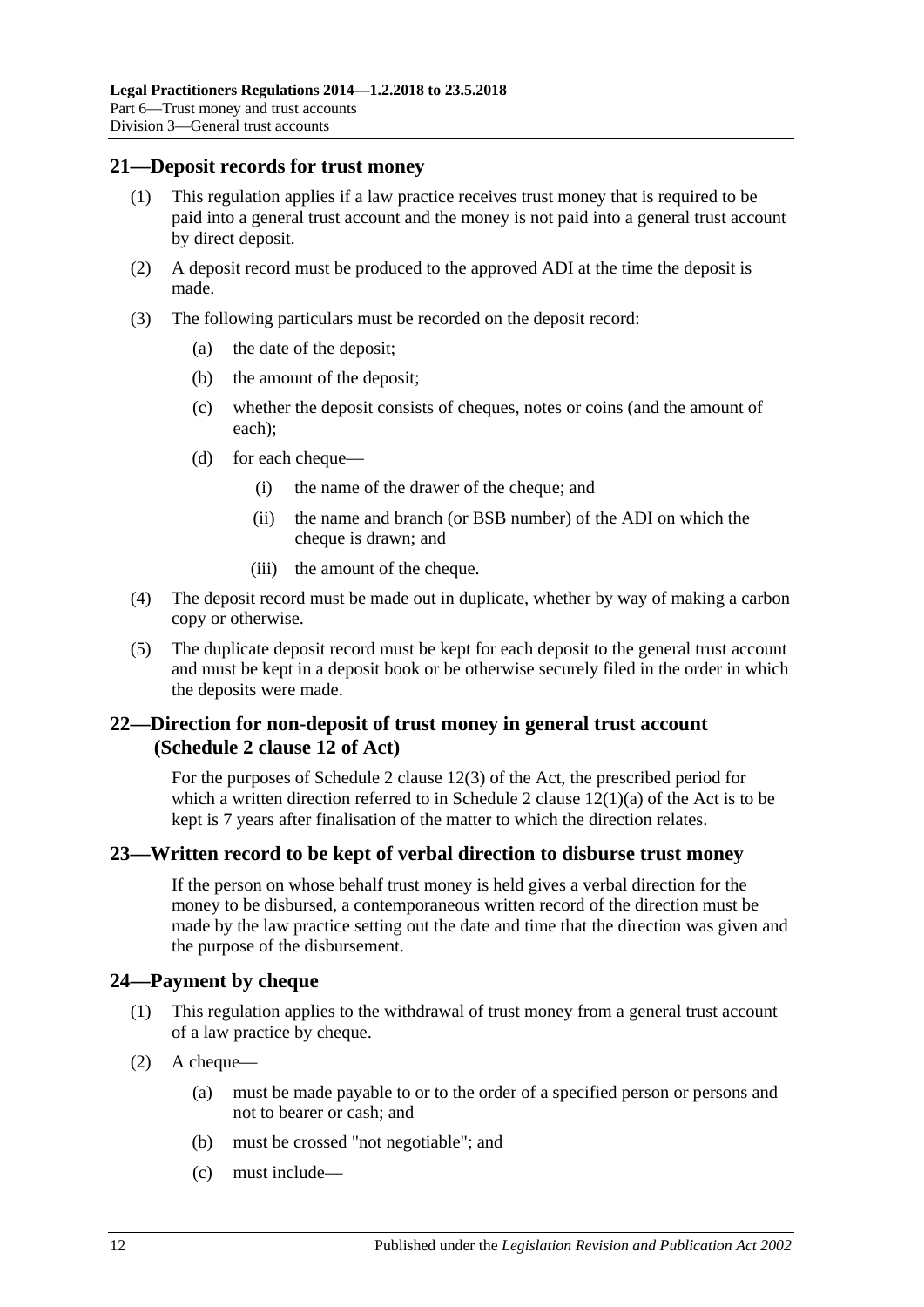## 21—Deposit records for trust money

(1) This regulation applies if a law practice receives trust money that is required to be paid into a general trust account and the money is not paid into a general trust account by direct deposit.

(2) A deposit record must be produced to the approved ADI at the time the deposit is made.

(3) The following particulars must be recorded on the deposit record:

   (a) the date of the deposit;

   (b) the amount of the deposit;

   (c) whether the deposit consists of cheques, notes or coins (and the amount of each);

   (d) for each cheque—

      (i) the name of the drawer of the cheque; and

      (ii) the name and branch (or BSB number) of the ADI on which the cheque is drawn; and

      (iii) the amount of the cheque.

(4) The deposit record must be made out in duplicate, whether by way of making a carbon copy or otherwise.

(5) The duplicate deposit record must be kept for each deposit to the general trust account and must be kept in a deposit book or be otherwise securely filed in the order in which the deposits were made.

## 22—Direction for non-deposit of trust money in general trust account (Schedule 2 clause 12 of Act)

For the purposes of Schedule 2 clause 12(3) of the Act, the prescribed period for which a written direction referred to in Schedule 2 clause 12(1)(a) of the Act is to be kept is 7 years after finalisation of the matter to which the direction relates.

## 23—Written record to be kept of verbal direction to disburse trust money

If the person on whose behalf trust money is held gives a verbal direction for the money to be disbursed, a contemporaneous written record of the direction must be made by the law practice setting out the date and time that the direction was given and the purpose of the disbursement.

## 24—Payment by cheque

(1) This regulation applies to the withdrawal of trust money from a general trust account of a law practice by cheque.

(2) A cheque—

   (a) must be made payable to or to the order of a specified person or persons and not to bearer or cash; and

   (b) must be crossed "not negotiable"; and

   (c) must include—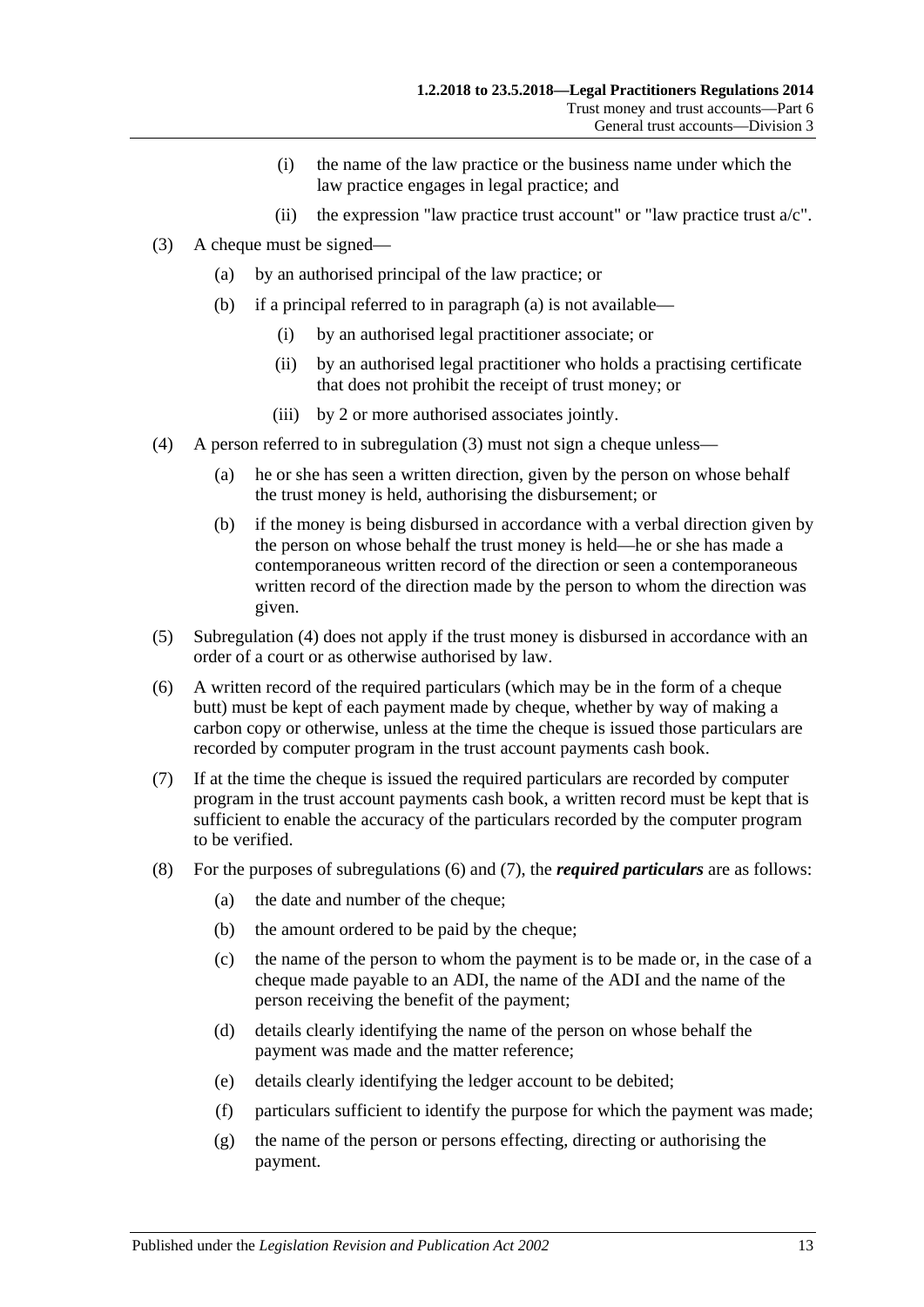(i) the name of the law practice or the business name under which the law practice engages in legal practice; and

(ii) the expression "law practice trust account" or "law practice trust a/c".

(3) A cheque must be signed—

(a) by an authorised principal of the law practice; or

(b) if a principal referred to in paragraph (a) is not available—

(i) by an authorised legal practitioner associate; or

(ii) by an authorised legal practitioner who holds a practising certificate that does not prohibit the receipt of trust money; or

(iii) by 2 or more authorised associates jointly.

(4) A person referred to in subregulation (3) must not sign a cheque unless—

(a) he or she has seen a written direction, given by the person on whose behalf the trust money is held, authorising the disbursement; or

(b) if the money is being disbursed in accordance with a verbal direction given by the person on whose behalf the trust money is held—he or she has made a contemporaneous written record of the direction or seen a contemporaneous written record of the direction made by the person to whom the direction was given.

(5) Subregulation (4) does not apply if the trust money is disbursed in accordance with an order of a court or as otherwise authorised by law.

(6) A written record of the required particulars (which may be in the form of a cheque butt) must be kept of each payment made by cheque, whether by way of making a carbon copy or otherwise, unless at the time the cheque is issued those particulars are recorded by computer program in the trust account payments cash book.

(7) If at the time the cheque is issued the required particulars are recorded by computer program in the trust account payments cash book, a written record must be kept that is sufficient to enable the accuracy of the particulars recorded by the computer program to be verified.

(8) For the purposes of subregulations (6) and (7), the ***required particulars*** are as follows:

(a) the date and number of the cheque;

(b) the amount ordered to be paid by the cheque;

(c) the name of the person to whom the payment is to be made or, in the case of a cheque made payable to an ADI, the name of the ADI and the name of the person receiving the benefit of the payment;

(d) details clearly identifying the name of the person on whose behalf the payment was made and the matter reference;

(e) details clearly identifying the ledger account to be debited;

(f) particulars sufficient to identify the purpose for which the payment was made;

(g) the name of the person or persons effecting, directing or authorising the payment.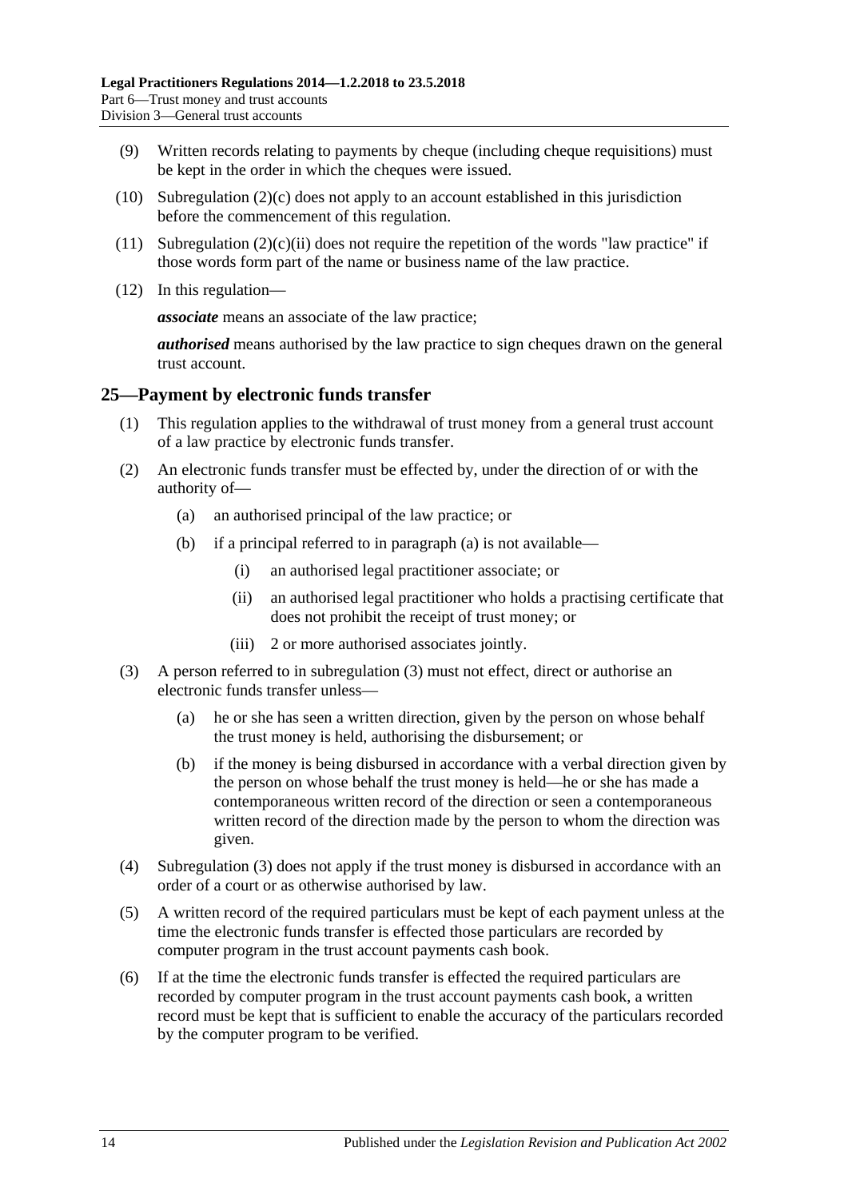(9) Written records relating to payments by cheque (including cheque requisitions) must be kept in the order in which the cheques were issued.

(10) Subregulation (2)(c) does not apply to an account established in this jurisdiction before the commencement of this regulation.

(11) Subregulation (2)(c)(ii) does not require the repetition of the words "law practice" if those words form part of the name or business name of the law practice.

(12) In this regulation—

***associate*** means an associate of the law practice;

***authorised*** means authorised by the law practice to sign cheques drawn on the general trust account.

## 25—Payment by electronic funds transfer

(1) This regulation applies to the withdrawal of trust money from a general trust account of a law practice by electronic funds transfer.

(2) An electronic funds transfer must be effected by, under the direction of or with the authority of—

(a) an authorised principal of the law practice; or

(b) if a principal referred to in paragraph (a) is not available—

(i) an authorised legal practitioner associate; or

(ii) an authorised legal practitioner who holds a practising certificate that does not prohibit the receipt of trust money; or

(iii) 2 or more authorised associates jointly.

(3) A person referred to in subregulation (3) must not effect, direct or authorise an electronic funds transfer unless—

(a) he or she has seen a written direction, given by the person on whose behalf the trust money is held, authorising the disbursement; or

(b) if the money is being disbursed in accordance with a verbal direction given by the person on whose behalf the trust money is held—he or she has made a contemporaneous written record of the direction or seen a contemporaneous written record of the direction made by the person to whom the direction was given.

(4) Subregulation (3) does not apply if the trust money is disbursed in accordance with an order of a court or as otherwise authorised by law.

(5) A written record of the required particulars must be kept of each payment unless at the time the electronic funds transfer is effected those particulars are recorded by computer program in the trust account payments cash book.

(6) If at the time the electronic funds transfer is effected the required particulars are recorded by computer program in the trust account payments cash book, a written record must be kept that is sufficient to enable the accuracy of the particulars recorded by the computer program to be verified.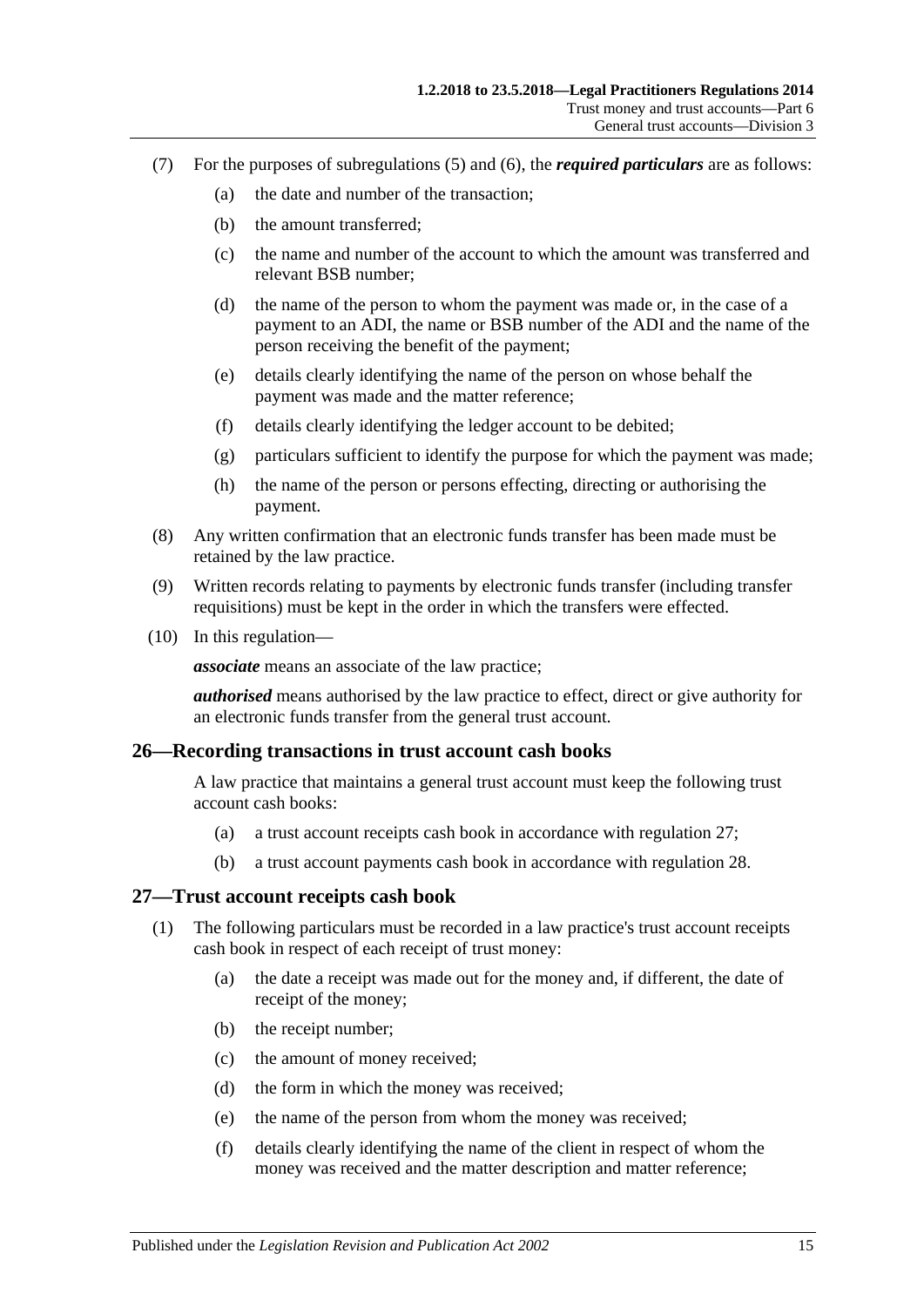(7) For the purposes of subregulations (5) and (6), the ***required particulars*** are as follows:

(a) the date and number of the transaction;

(b) the amount transferred;

(c) the name and number of the account to which the amount was transferred and relevant BSB number;

(d) the name of the person to whom the payment was made or, in the case of a payment to an ADI, the name or BSB number of the ADI and the name of the person receiving the benefit of the payment;

(e) details clearly identifying the name of the person on whose behalf the payment was made and the matter reference;

(f) details clearly identifying the ledger account to be debited;

(g) particulars sufficient to identify the purpose for which the payment was made;

(h) the name of the person or persons effecting, directing or authorising the payment.

(8) Any written confirmation that an electronic funds transfer has been made must be retained by the law practice.

(9) Written records relating to payments by electronic funds transfer (including transfer requisitions) must be kept in the order in which the transfers were effected.

(10) In this regulation—

***associate*** means an associate of the law practice;

***authorised*** means authorised by the law practice to effect, direct or give authority for an electronic funds transfer from the general trust account.

## 26—Recording transactions in trust account cash books

A law practice that maintains a general trust account must keep the following trust account cash books:

(a) a trust account receipts cash book in accordance with regulation 27;

(b) a trust account payments cash book in accordance with regulation 28.

## 27—Trust account receipts cash book

(1) The following particulars must be recorded in a law practice's trust account receipts cash book in respect of each receipt of trust money:

(a) the date a receipt was made out for the money and, if different, the date of receipt of the money;

(b) the receipt number;

(c) the amount of money received;

(d) the form in which the money was received;

(e) the name of the person from whom the money was received;

(f) details clearly identifying the name of the client in respect of whom the money was received and the matter description and matter reference;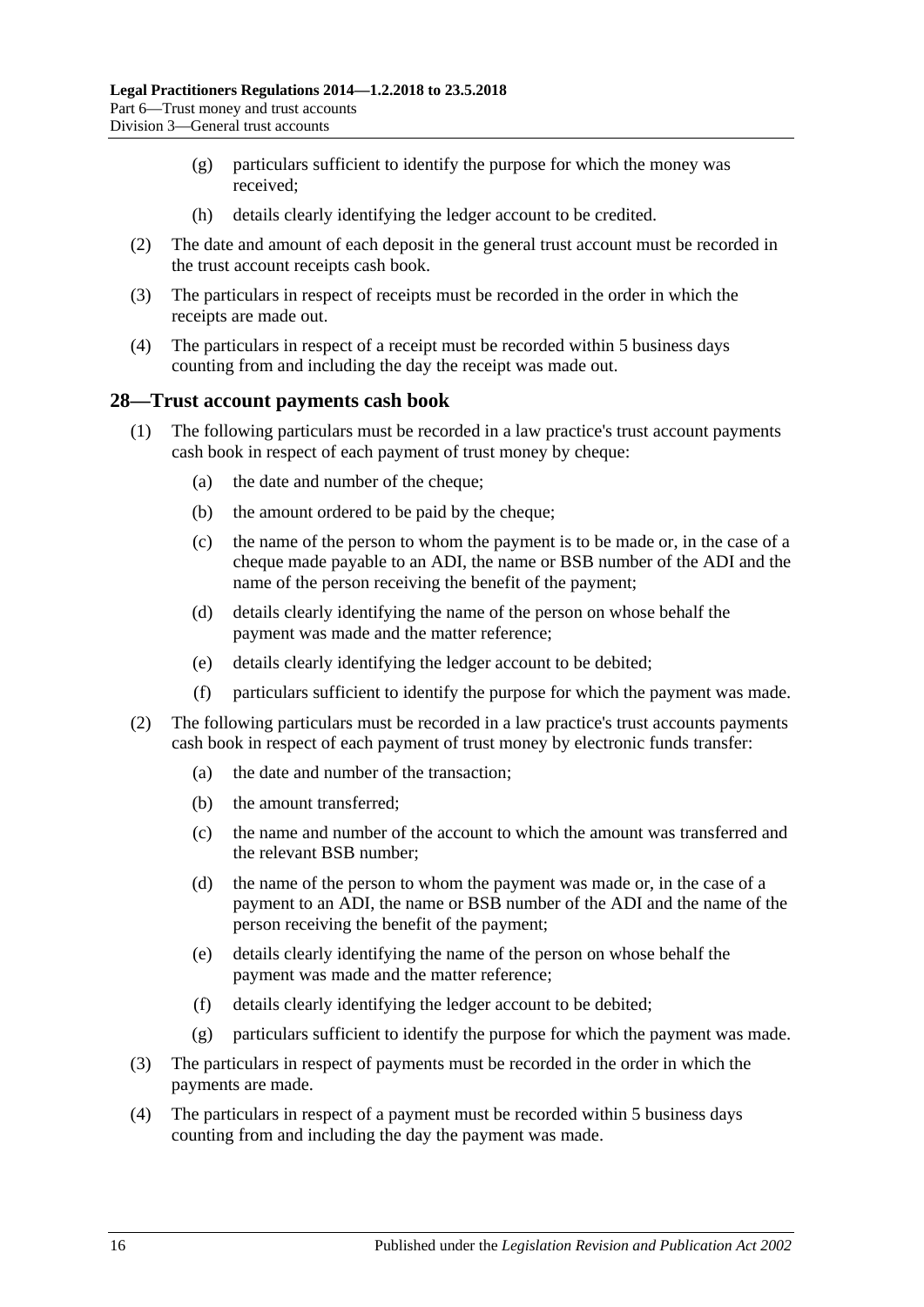(g) particulars sufficient to identify the purpose for which the money was received;

(h) details clearly identifying the ledger account to be credited.

(2) The date and amount of each deposit in the general trust account must be recorded in the trust account receipts cash book.

(3) The particulars in respect of receipts must be recorded in the order in which the receipts are made out.

(4) The particulars in respect of a receipt must be recorded within 5 business days counting from and including the day the receipt was made out.

## 28—Trust account payments cash book

(1) The following particulars must be recorded in a law practice's trust account payments cash book in respect of each payment of trust money by cheque:

(a) the date and number of the cheque;

(b) the amount ordered to be paid by the cheque;

(c) the name of the person to whom the payment is to be made or, in the case of a cheque made payable to an ADI, the name or BSB number of the ADI and the name of the person receiving the benefit of the payment;

(d) details clearly identifying the name of the person on whose behalf the payment was made and the matter reference;

(e) details clearly identifying the ledger account to be debited;

(f) particulars sufficient to identify the purpose for which the payment was made.

(2) The following particulars must be recorded in a law practice's trust accounts payments cash book in respect of each payment of trust money by electronic funds transfer:

(a) the date and number of the transaction;

(b) the amount transferred;

(c) the name and number of the account to which the amount was transferred and the relevant BSB number;

(d) the name of the person to whom the payment was made or, in the case of a payment to an ADI, the name or BSB number of the ADI and the name of the person receiving the benefit of the payment;

(e) details clearly identifying the name of the person on whose behalf the payment was made and the matter reference;

(f) details clearly identifying the ledger account to be debited;

(g) particulars sufficient to identify the purpose for which the payment was made.

(3) The particulars in respect of payments must be recorded in the order in which the payments are made.

(4) The particulars in respect of a payment must be recorded within 5 business days counting from and including the day the payment was made.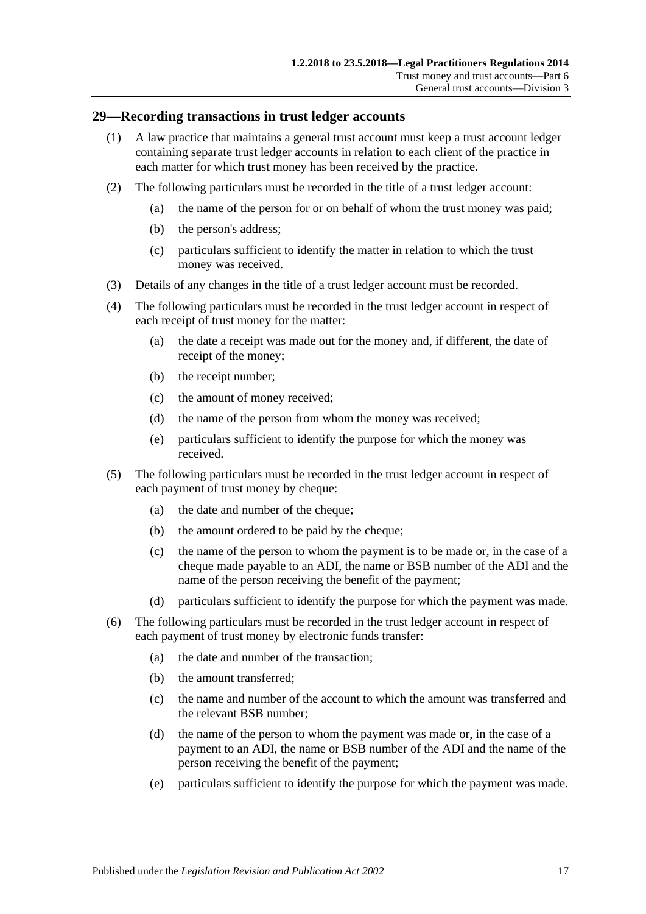## 29—Recording transactions in trust ledger accounts

(1) A law practice that maintains a general trust account must keep a trust account ledger containing separate trust ledger accounts in relation to each client of the practice in each matter for which trust money has been received by the practice.

(2) The following particulars must be recorded in the title of a trust ledger account:

- (a) the name of the person for or on behalf of whom the trust money was paid;
- (b) the person's address;
- (c) particulars sufficient to identify the matter in relation to which the trust money was received.

(3) Details of any changes in the title of a trust ledger account must be recorded.

(4) The following particulars must be recorded in the trust ledger account in respect of each receipt of trust money for the matter:

- (a) the date a receipt was made out for the money and, if different, the date of receipt of the money;
- (b) the receipt number;
- (c) the amount of money received;
- (d) the name of the person from whom the money was received;
- (e) particulars sufficient to identify the purpose for which the money was received.

(5) The following particulars must be recorded in the trust ledger account in respect of each payment of trust money by cheque:

- (a) the date and number of the cheque;
- (b) the amount ordered to be paid by the cheque;
- (c) the name of the person to whom the payment is to be made or, in the case of a cheque made payable to an ADI, the name or BSB number of the ADI and the name of the person receiving the benefit of the payment;
- (d) particulars sufficient to identify the purpose for which the payment was made.

(6) The following particulars must be recorded in the trust ledger account in respect of each payment of trust money by electronic funds transfer:

- (a) the date and number of the transaction;
- (b) the amount transferred;
- (c) the name and number of the account to which the amount was transferred and the relevant BSB number;
- (d) the name of the person to whom the payment was made or, in the case of a payment to an ADI, the name or BSB number of the ADI and the name of the person receiving the benefit of the payment;
- (e) particulars sufficient to identify the purpose for which the payment was made.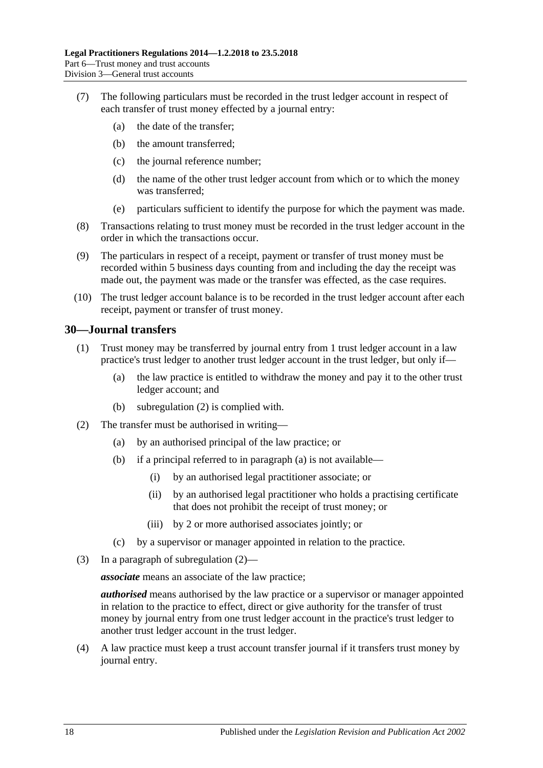(7) The following particulars must be recorded in the trust ledger account in respect of each transfer of trust money effected by a journal entry:

(a) the date of the transfer;

(b) the amount transferred;

(c) the journal reference number;

(d) the name of the other trust ledger account from which or to which the money was transferred;

(e) particulars sufficient to identify the purpose for which the payment was made.

(8) Transactions relating to trust money must be recorded in the trust ledger account in the order in which the transactions occur.

(9) The particulars in respect of a receipt, payment or transfer of trust money must be recorded within 5 business days counting from and including the day the receipt was made out, the payment was made or the transfer was effected, as the case requires.

(10) The trust ledger account balance is to be recorded in the trust ledger account after each receipt, payment or transfer of trust money.

## 30—Journal transfers

(1) Trust money may be transferred by journal entry from 1 trust ledger account in a law practice's trust ledger to another trust ledger account in the trust ledger, but only if—

(a) the law practice is entitled to withdraw the money and pay it to the other trust ledger account; and

(b) subregulation (2) is complied with.

(2) The transfer must be authorised in writing—

(a) by an authorised principal of the law practice; or

(b) if a principal referred to in paragraph (a) is not available—

(i) by an authorised legal practitioner associate; or

(ii) by an authorised legal practitioner who holds a practising certificate that does not prohibit the receipt of trust money; or

(iii) by 2 or more authorised associates jointly; or

(c) by a supervisor or manager appointed in relation to the practice.

(3) In a paragraph of subregulation (2)—

***associate*** means an associate of the law practice;

***authorised*** means authorised by the law practice or a supervisor or manager appointed in relation to the practice to effect, direct or give authority for the transfer of trust money by journal entry from one trust ledger account in the practice's trust ledger to another trust ledger account in the trust ledger.

(4) A law practice must keep a trust account transfer journal if it transfers trust money by journal entry.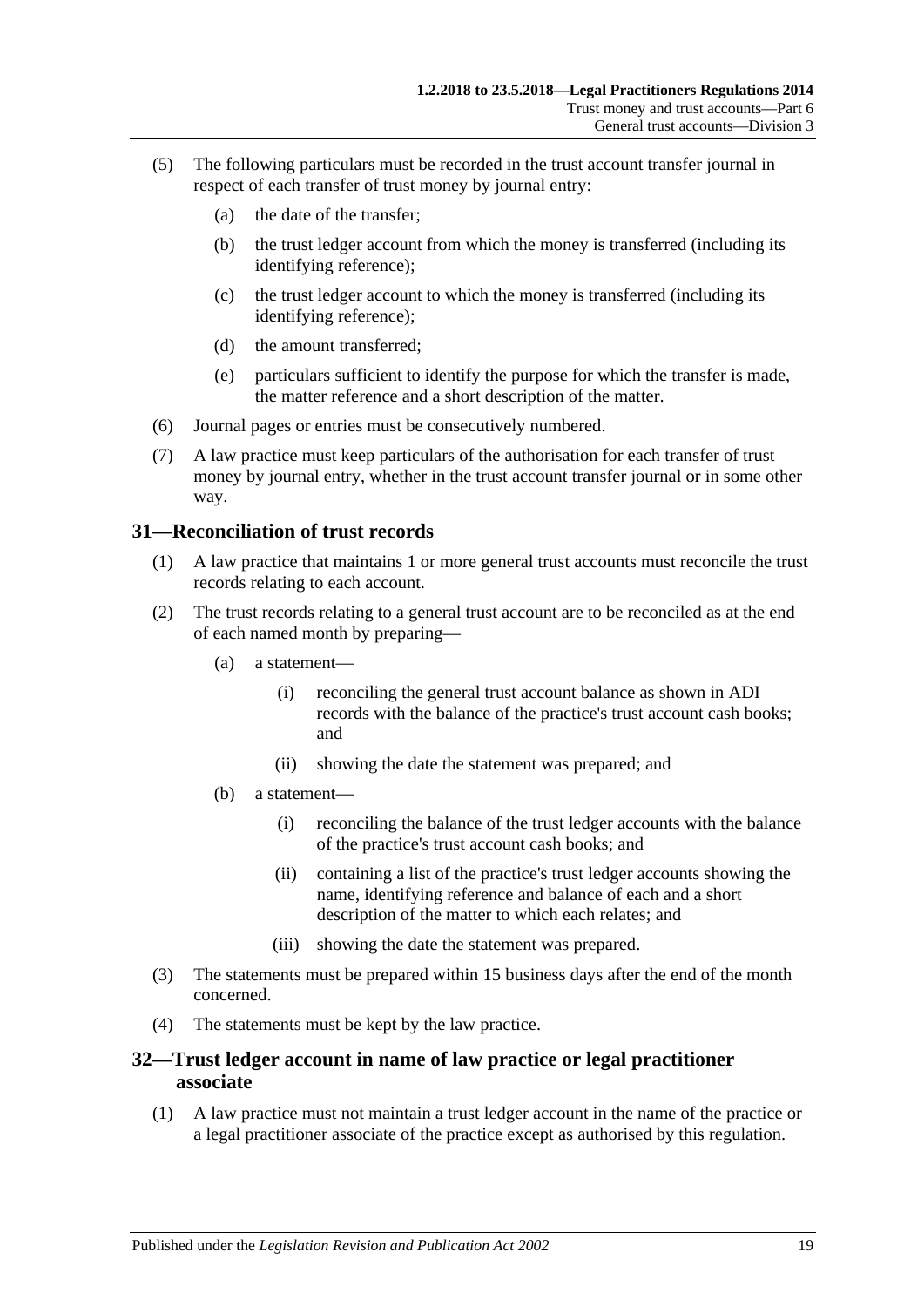(5) The following particulars must be recorded in the trust account transfer journal in respect of each transfer of trust money by journal entry:

(a) the date of the transfer;

(b) the trust ledger account from which the money is transferred (including its identifying reference);

(c) the trust ledger account to which the money is transferred (including its identifying reference);

(d) the amount transferred;

(e) particulars sufficient to identify the purpose for which the transfer is made, the matter reference and a short description of the matter.

(6) Journal pages or entries must be consecutively numbered.

(7) A law practice must keep particulars of the authorisation for each transfer of trust money by journal entry, whether in the trust account transfer journal or in some other way.

## 31—Reconciliation of trust records

(1) A law practice that maintains 1 or more general trust accounts must reconcile the trust records relating to each account.

(2) The trust records relating to a general trust account are to be reconciled as at the end of each named month by preparing—

(a) a statement—

(i) reconciling the general trust account balance as shown in ADI records with the balance of the practice's trust account cash books; and

(ii) showing the date the statement was prepared; and

(b) a statement—

(i) reconciling the balance of the trust ledger accounts with the balance of the practice's trust account cash books; and

(ii) containing a list of the practice's trust ledger accounts showing the name, identifying reference and balance of each and a short description of the matter to which each relates; and

(iii) showing the date the statement was prepared.

(3) The statements must be prepared within 15 business days after the end of the month concerned.

(4) The statements must be kept by the law practice.

## 32—Trust ledger account in name of law practice or legal practitioner associate

(1) A law practice must not maintain a trust ledger account in the name of the practice or a legal practitioner associate of the practice except as authorised by this regulation.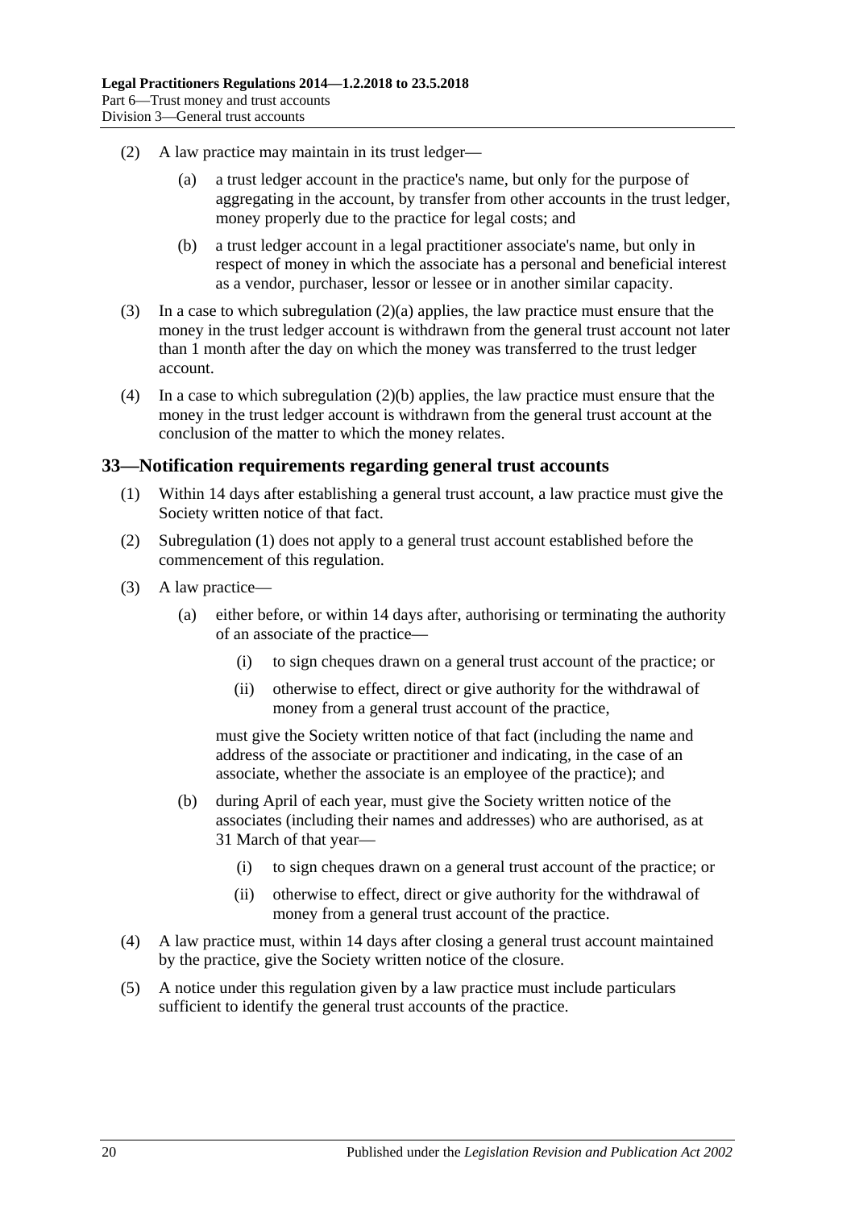(2) A law practice may maintain in its trust ledger—

(a) a trust ledger account in the practice's name, but only for the purpose of aggregating in the account, by transfer from other accounts in the trust ledger, money properly due to the practice for legal costs; and

(b) a trust ledger account in a legal practitioner associate's name, but only in respect of money in which the associate has a personal and beneficial interest as a vendor, purchaser, lessor or lessee or in another similar capacity.

(3) In a case to which subregulation (2)(a) applies, the law practice must ensure that the money in the trust ledger account is withdrawn from the general trust account not later than 1 month after the day on which the money was transferred to the trust ledger account.

(4) In a case to which subregulation (2)(b) applies, the law practice must ensure that the money in the trust ledger account is withdrawn from the general trust account at the conclusion of the matter to which the money relates.

## 33—Notification requirements regarding general trust accounts

(1) Within 14 days after establishing a general trust account, a law practice must give the Society written notice of that fact.

(2) Subregulation (1) does not apply to a general trust account established before the commencement of this regulation.

(3) A law practice—

(a) either before, or within 14 days after, authorising or terminating the authority of an associate of the practice—

(i) to sign cheques drawn on a general trust account of the practice; or

(ii) otherwise to effect, direct or give authority for the withdrawal of money from a general trust account of the practice,

must give the Society written notice of that fact (including the name and address of the associate or practitioner and indicating, in the case of an associate, whether the associate is an employee of the practice); and

(b) during April of each year, must give the Society written notice of the associates (including their names and addresses) who are authorised, as at 31 March of that year—

(i) to sign cheques drawn on a general trust account of the practice; or

(ii) otherwise to effect, direct or give authority for the withdrawal of money from a general trust account of the practice.

(4) A law practice must, within 14 days after closing a general trust account maintained by the practice, give the Society written notice of the closure.

(5) A notice under this regulation given by a law practice must include particulars sufficient to identify the general trust accounts of the practice.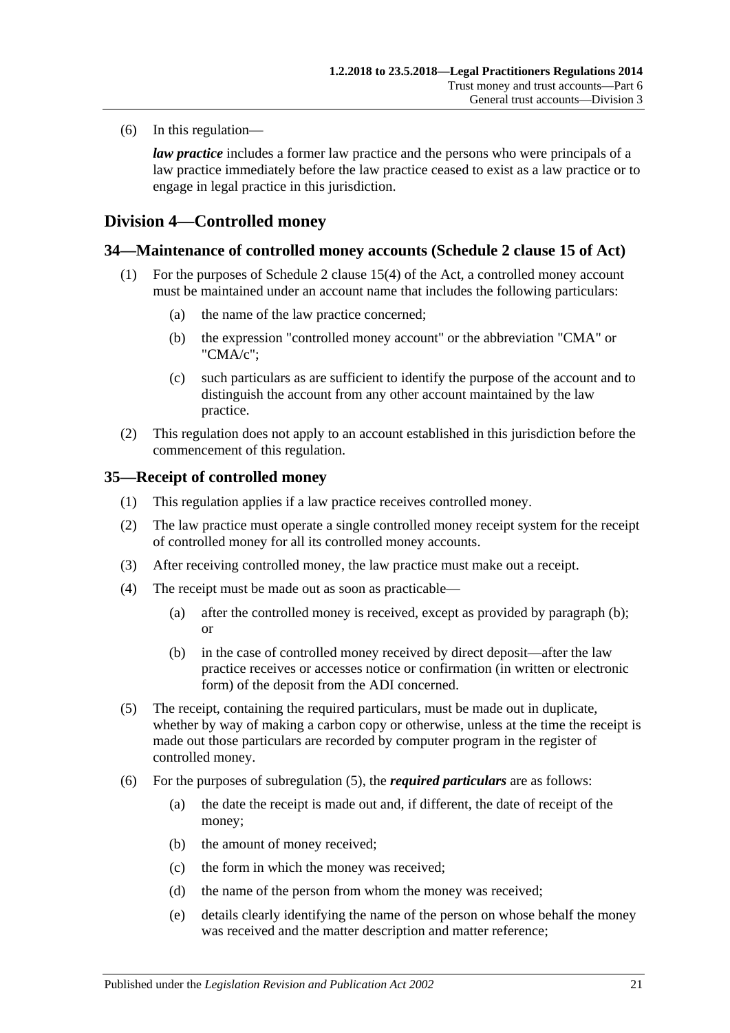(6) In this regulation—

***law practice*** includes a former law practice and the persons who were principals of a law practice immediately before the law practice ceased to exist as a law practice or to engage in legal practice in this jurisdiction.

## Division 4—Controlled money

### 34—Maintenance of controlled money accounts (Schedule 2 clause 15 of Act)

(1) For the purposes of Schedule 2 clause 15(4) of the Act, a controlled money account must be maintained under an account name that includes the following particulars:

- (a) the name of the law practice concerned;
- (b) the expression "controlled money account" or the abbreviation "CMA" or "CMA/c";
- (c) such particulars as are sufficient to identify the purpose of the account and to distinguish the account from any other account maintained by the law practice.

(2) This regulation does not apply to an account established in this jurisdiction before the commencement of this regulation.

### 35—Receipt of controlled money

(1) This regulation applies if a law practice receives controlled money.

(2) The law practice must operate a single controlled money receipt system for the receipt of controlled money for all its controlled money accounts.

(3) After receiving controlled money, the law practice must make out a receipt.

(4) The receipt must be made out as soon as practicable—

- (a) after the controlled money is received, except as provided by paragraph (b); or
- (b) in the case of controlled money received by direct deposit—after the law practice receives or accesses notice or confirmation (in written or electronic form) of the deposit from the ADI concerned.

(5) The receipt, containing the required particulars, must be made out in duplicate, whether by way of making a carbon copy or otherwise, unless at the time the receipt is made out those particulars are recorded by computer program in the register of controlled money.

(6) For the purposes of subregulation (5), the ***required particulars*** are as follows:

- (a) the date the receipt is made out and, if different, the date of receipt of the money;
- (b) the amount of money received;
- (c) the form in which the money was received;
- (d) the name of the person from whom the money was received;
- (e) details clearly identifying the name of the person on whose behalf the money was received and the matter description and matter reference;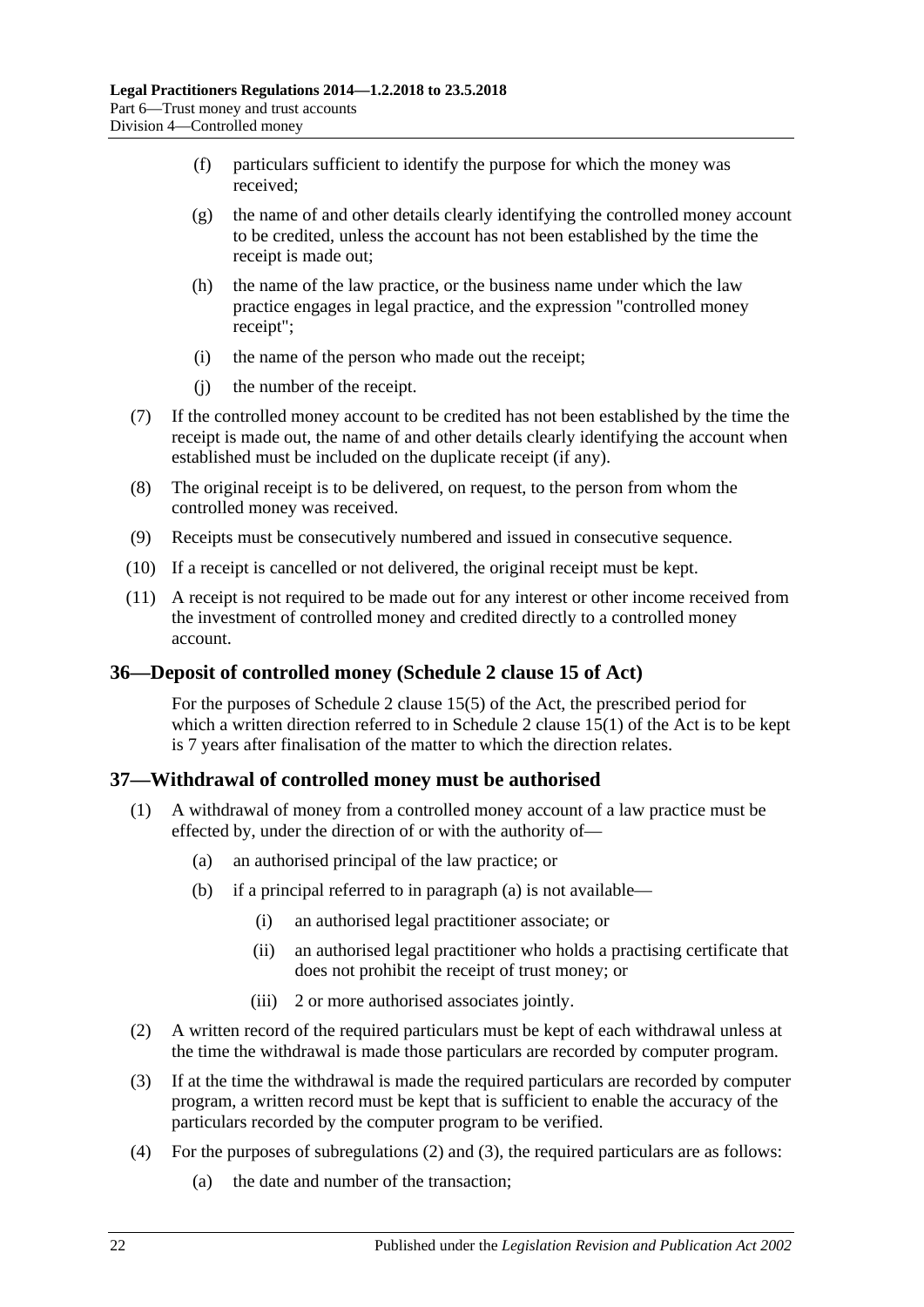(f) particulars sufficient to identify the purpose for which the money was received;

(g) the name of and other details clearly identifying the controlled money account to be credited, unless the account has not been established by the time the receipt is made out;

(h) the name of the law practice, or the business name under which the law practice engages in legal practice, and the expression "controlled money receipt";

(i) the name of the person who made out the receipt;

(j) the number of the receipt.

(7) If the controlled money account to be credited has not been established by the time the receipt is made out, the name of and other details clearly identifying the account when established must be included on the duplicate receipt (if any).

(8) The original receipt is to be delivered, on request, to the person from whom the controlled money was received.

(9) Receipts must be consecutively numbered and issued in consecutive sequence.

(10) If a receipt is cancelled or not delivered, the original receipt must be kept.

(11) A receipt is not required to be made out for any interest or other income received from the investment of controlled money and credited directly to a controlled money account.

## 36—Deposit of controlled money (Schedule 2 clause 15 of Act)

For the purposes of Schedule 2 clause 15(5) of the Act, the prescribed period for which a written direction referred to in Schedule 2 clause 15(1) of the Act is to be kept is 7 years after finalisation of the matter to which the direction relates.

## 37—Withdrawal of controlled money must be authorised

(1) A withdrawal of money from a controlled money account of a law practice must be effected by, under the direction of or with the authority of—

(a) an authorised principal of the law practice; or

(b) if a principal referred to in paragraph (a) is not available—

(i) an authorised legal practitioner associate; or

(ii) an authorised legal practitioner who holds a practising certificate that does not prohibit the receipt of trust money; or

(iii) 2 or more authorised associates jointly.

(2) A written record of the required particulars must be kept of each withdrawal unless at the time the withdrawal is made those particulars are recorded by computer program.

(3) If at the time the withdrawal is made the required particulars are recorded by computer program, a written record must be kept that is sufficient to enable the accuracy of the particulars recorded by the computer program to be verified.

(4) For the purposes of subregulations (2) and (3), the required particulars are as follows:

(a) the date and number of the transaction;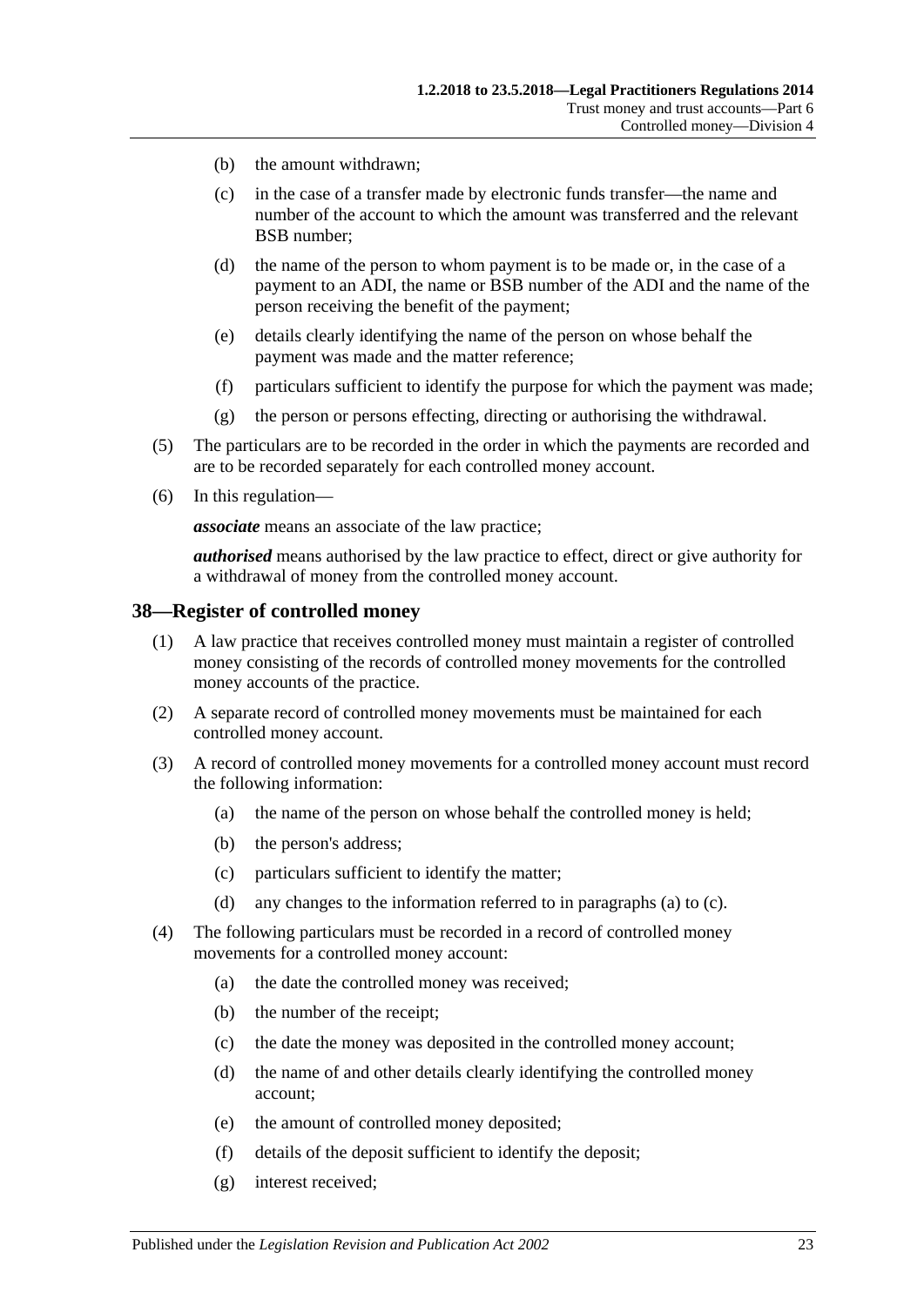(b) the amount withdrawn;

(c) in the case of a transfer made by electronic funds transfer—the name and number of the account to which the amount was transferred and the relevant BSB number;

(d) the name of the person to whom payment is to be made or, in the case of a payment to an ADI, the name or BSB number of the ADI and the name of the person receiving the benefit of the payment;

(e) details clearly identifying the name of the person on whose behalf the payment was made and the matter reference;

(f) particulars sufficient to identify the purpose for which the payment was made;

(g) the person or persons effecting, directing or authorising the withdrawal.

(5) The particulars are to be recorded in the order in which the payments are recorded and are to be recorded separately for each controlled money account.

(6) In this regulation—

***associate*** means an associate of the law practice;

***authorised*** means authorised by the law practice to effect, direct or give authority for a withdrawal of money from the controlled money account.

## 38—Register of controlled money

(1) A law practice that receives controlled money must maintain a register of controlled money consisting of the records of controlled money movements for the controlled money accounts of the practice.

(2) A separate record of controlled money movements must be maintained for each controlled money account.

(3) A record of controlled money movements for a controlled money account must record the following information:

(a) the name of the person on whose behalf the controlled money is held;

(b) the person's address;

(c) particulars sufficient to identify the matter;

(d) any changes to the information referred to in paragraphs (a) to (c).

(4) The following particulars must be recorded in a record of controlled money movements for a controlled money account:

(a) the date the controlled money was received;

(b) the number of the receipt;

(c) the date the money was deposited in the controlled money account;

(d) the name of and other details clearly identifying the controlled money account;

(e) the amount of controlled money deposited;

(f) details of the deposit sufficient to identify the deposit;

(g) interest received;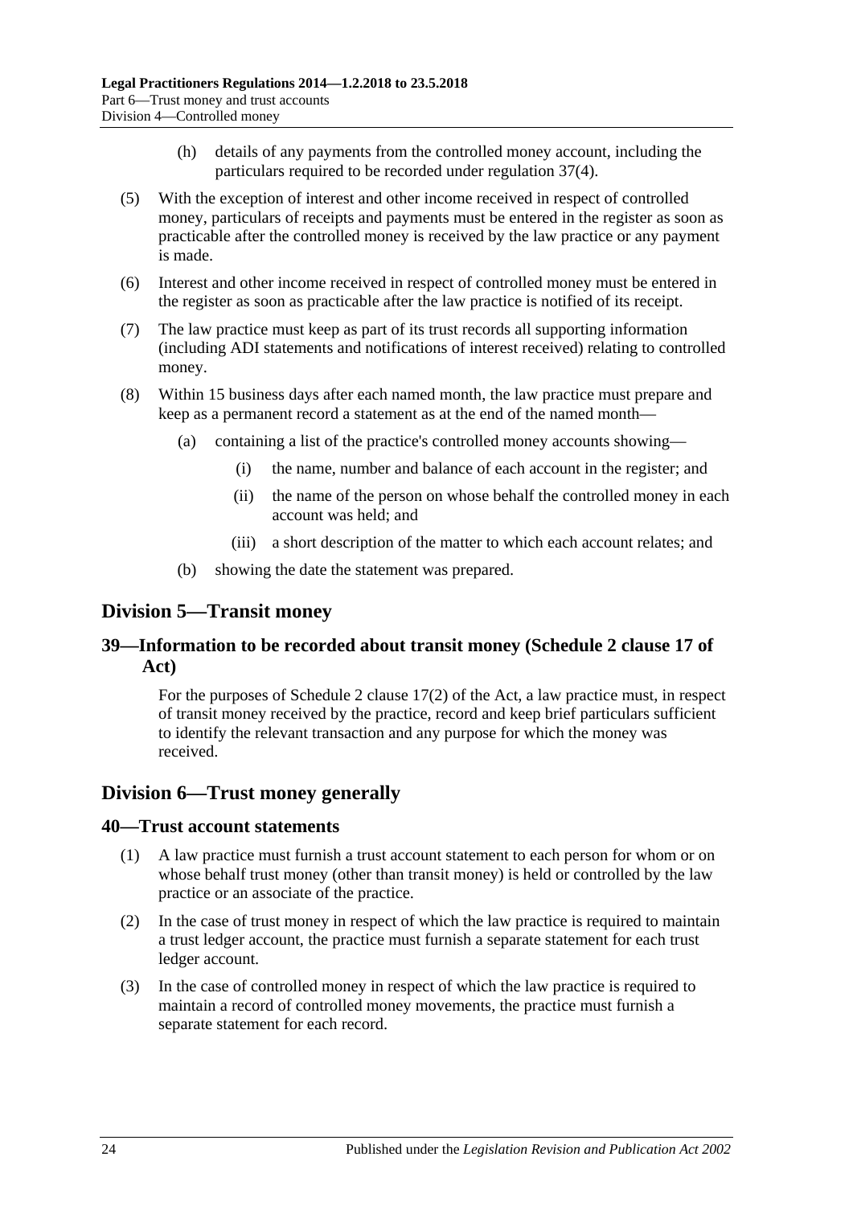(h) details of any payments from the controlled money account, including the particulars required to be recorded under regulation 37(4).

(5) With the exception of interest and other income received in respect of controlled money, particulars of receipts and payments must be entered in the register as soon as practicable after the controlled money is received by the law practice or any payment is made.

(6) Interest and other income received in respect of controlled money must be entered in the register as soon as practicable after the law practice is notified of its receipt.

(7) The law practice must keep as part of its trust records all supporting information (including ADI statements and notifications of interest received) relating to controlled money.

(8) Within 15 business days after each named month, the law practice must prepare and keep as a permanent record a statement as at the end of the named month—

(a) containing a list of the practice's controlled money accounts showing—

(i) the name, number and balance of each account in the register; and

(ii) the name of the person on whose behalf the controlled money in each account was held; and

(iii) a short description of the matter to which each account relates; and

(b) showing the date the statement was prepared.

## Division 5—Transit money

### 39—Information to be recorded about transit money (Schedule 2 clause 17 of Act)

For the purposes of Schedule 2 clause 17(2) of the Act, a law practice must, in respect of transit money received by the practice, record and keep brief particulars sufficient to identify the relevant transaction and any purpose for which the money was received.

## Division 6—Trust money generally

### 40—Trust account statements

(1) A law practice must furnish a trust account statement to each person for whom or on whose behalf trust money (other than transit money) is held or controlled by the law practice or an associate of the practice.

(2) In the case of trust money in respect of which the law practice is required to maintain a trust ledger account, the practice must furnish a separate statement for each trust ledger account.

(3) In the case of controlled money in respect of which the law practice is required to maintain a record of controlled money movements, the practice must furnish a separate statement for each record.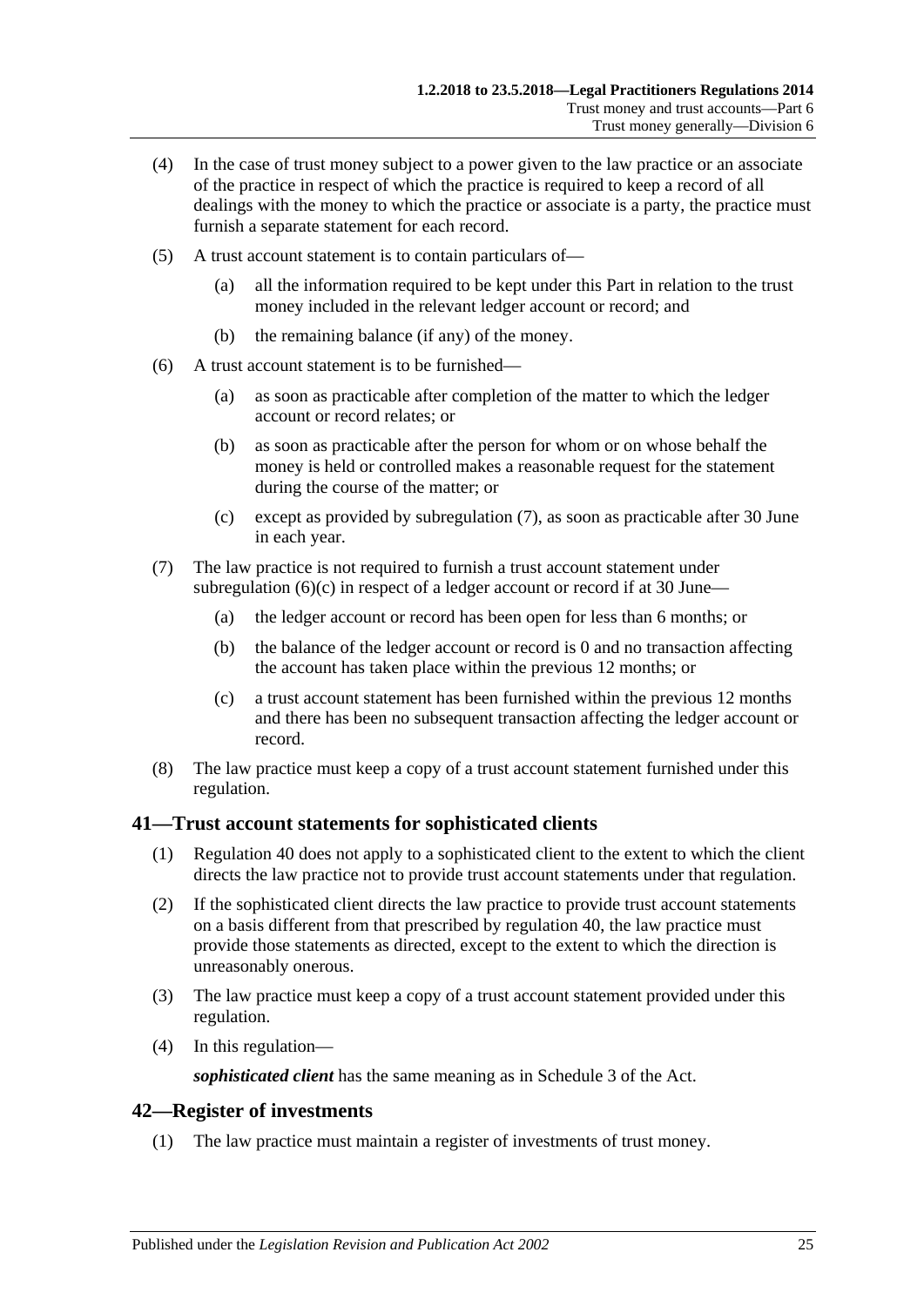(4) In the case of trust money subject to a power given to the law practice or an associate of the practice in respect of which the practice is required to keep a record of all dealings with the money to which the practice or associate is a party, the practice must furnish a separate statement for each record.

(5) A trust account statement is to contain particulars of—

(a) all the information required to be kept under this Part in relation to the trust money included in the relevant ledger account or record; and

(b) the remaining balance (if any) of the money.

(6) A trust account statement is to be furnished—

(a) as soon as practicable after completion of the matter to which the ledger account or record relates; or

(b) as soon as practicable after the person for whom or on whose behalf the money is held or controlled makes a reasonable request for the statement during the course of the matter; or

(c) except as provided by subregulation (7), as soon as practicable after 30 June in each year.

(7) The law practice is not required to furnish a trust account statement under subregulation (6)(c) in respect of a ledger account or record if at 30 June—

(a) the ledger account or record has been open for less than 6 months; or

(b) the balance of the ledger account or record is 0 and no transaction affecting the account has taken place within the previous 12 months; or

(c) a trust account statement has been furnished within the previous 12 months and there has been no subsequent transaction affecting the ledger account or record.

(8) The law practice must keep a copy of a trust account statement furnished under this regulation.

## 41—Trust account statements for sophisticated clients

(1) Regulation 40 does not apply to a sophisticated client to the extent to which the client directs the law practice not to provide trust account statements under that regulation.

(2) If the sophisticated client directs the law practice to provide trust account statements on a basis different from that prescribed by regulation 40, the law practice must provide those statements as directed, except to the extent to which the direction is unreasonably onerous.

(3) The law practice must keep a copy of a trust account statement provided under this regulation.

(4) In this regulation—

***sophisticated client*** has the same meaning as in Schedule 3 of the Act.

## 42—Register of investments

(1) The law practice must maintain a register of investments of trust money.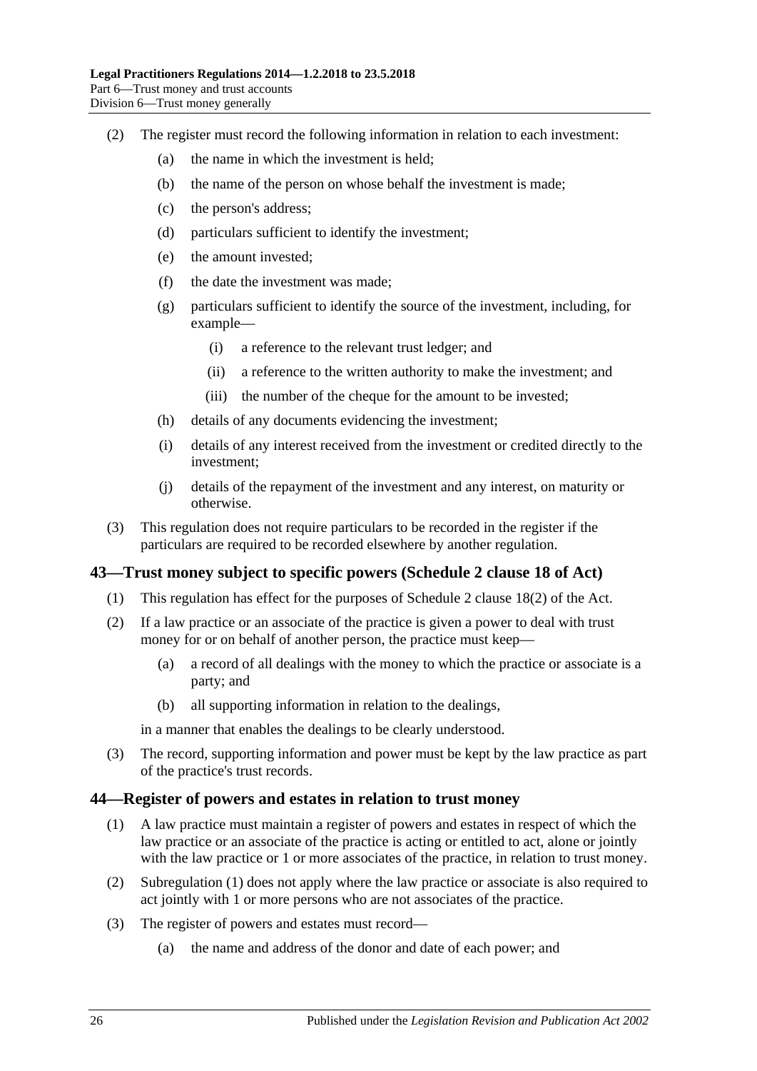(2) The register must record the following information in relation to each investment:

(a) the name in which the investment is held;

(b) the name of the person on whose behalf the investment is made;

(c) the person's address;

(d) particulars sufficient to identify the investment;

(e) the amount invested;

(f) the date the investment was made;

(g) particulars sufficient to identify the source of the investment, including, for example—

(i) a reference to the relevant trust ledger; and

(ii) a reference to the written authority to make the investment; and

(iii) the number of the cheque for the amount to be invested;

(h) details of any documents evidencing the investment;

(i) details of any interest received from the investment or credited directly to the investment;

(j) details of the repayment of the investment and any interest, on maturity or otherwise.

(3) This regulation does not require particulars to be recorded in the register if the particulars are required to be recorded elsewhere by another regulation.

## 43—Trust money subject to specific powers (Schedule 2 clause 18 of Act)

(1) This regulation has effect for the purposes of Schedule 2 clause 18(2) of the Act.

(2) If a law practice or an associate of the practice is given a power to deal with trust money for or on behalf of another person, the practice must keep—

(a) a record of all dealings with the money to which the practice or associate is a party; and

(b) all supporting information in relation to the dealings,

in a manner that enables the dealings to be clearly understood.

(3) The record, supporting information and power must be kept by the law practice as part of the practice's trust records.

## 44—Register of powers and estates in relation to trust money

(1) A law practice must maintain a register of powers and estates in respect of which the law practice or an associate of the practice is acting or entitled to act, alone or jointly with the law practice or 1 or more associates of the practice, in relation to trust money.

(2) Subregulation (1) does not apply where the law practice or associate is also required to act jointly with 1 or more persons who are not associates of the practice.

(3) The register of powers and estates must record—

(a) the name and address of the donor and date of each power; and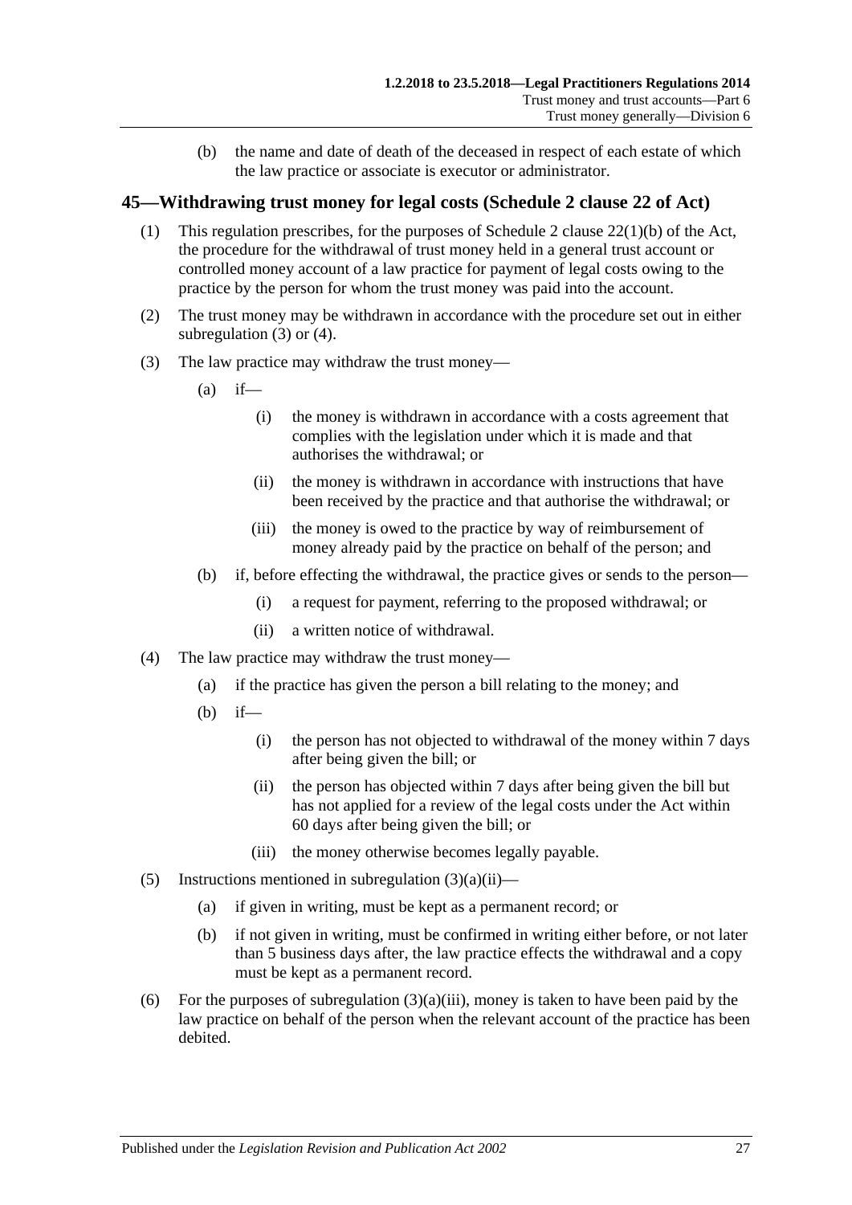(b) the name and date of death of the deceased in respect of each estate of which the law practice or associate is executor or administrator.

## 45—Withdrawing trust money for legal costs (Schedule 2 clause 22 of Act)

(1) This regulation prescribes, for the purposes of Schedule 2 clause 22(1)(b) of the Act, the procedure for the withdrawal of trust money held in a general trust account or controlled money account of a law practice for payment of legal costs owing to the practice by the person for whom the trust money was paid into the account.

(2) The trust money may be withdrawn in accordance with the procedure set out in either subregulation (3) or (4).

(3) The law practice may withdraw the trust money—

(a) if—

(i) the money is withdrawn in accordance with a costs agreement that complies with the legislation under which it is made and that authorises the withdrawal; or

(ii) the money is withdrawn in accordance with instructions that have been received by the practice and that authorise the withdrawal; or

(iii) the money is owed to the practice by way of reimbursement of money already paid by the practice on behalf of the person; and

(b) if, before effecting the withdrawal, the practice gives or sends to the person—

(i) a request for payment, referring to the proposed withdrawal; or

(ii) a written notice of withdrawal.

(4) The law practice may withdraw the trust money—

(a) if the practice has given the person a bill relating to the money; and

(b) if—

(i) the person has not objected to withdrawal of the money within 7 days after being given the bill; or

(ii) the person has objected within 7 days after being given the bill but has not applied for a review of the legal costs under the Act within 60 days after being given the bill; or

(iii) the money otherwise becomes legally payable.

(5) Instructions mentioned in subregulation (3)(a)(ii)—

(a) if given in writing, must be kept as a permanent record; or

(b) if not given in writing, must be confirmed in writing either before, or not later than 5 business days after, the law practice effects the withdrawal and a copy must be kept as a permanent record.

(6) For the purposes of subregulation (3)(a)(iii), money is taken to have been paid by the law practice on behalf of the person when the relevant account of the practice has been debited.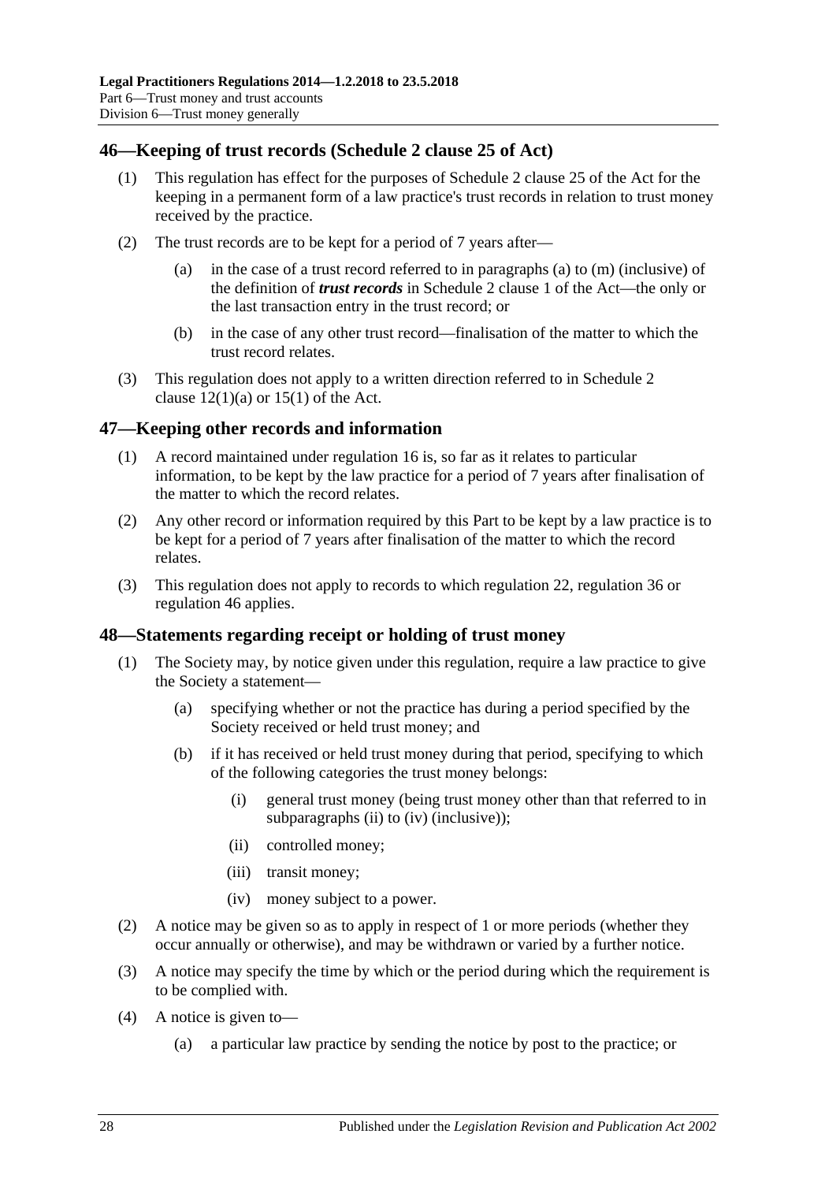## 46—Keeping of trust records (Schedule 2 clause 25 of Act)

(1) This regulation has effect for the purposes of Schedule 2 clause 25 of the Act for the keeping in a permanent form of a law practice's trust records in relation to trust money received by the practice.

(2) The trust records are to be kept for a period of 7 years after—

(a) in the case of a trust record referred to in paragraphs (a) to (m) (inclusive) of the definition of ***trust records*** in Schedule 2 clause 1 of the Act—the only or the last transaction entry in the trust record; or

(b) in the case of any other trust record—finalisation of the matter to which the trust record relates.

(3) This regulation does not apply to a written direction referred to in Schedule 2 clause 12(1)(a) or 15(1) of the Act.

## 47—Keeping other records and information

(1) A record maintained under regulation 16 is, so far as it relates to particular information, to be kept by the law practice for a period of 7 years after finalisation of the matter to which the record relates.

(2) Any other record or information required by this Part to be kept by a law practice is to be kept for a period of 7 years after finalisation of the matter to which the record relates.

(3) This regulation does not apply to records to which regulation 22, regulation 36 or regulation 46 applies.

## 48—Statements regarding receipt or holding of trust money

(1) The Society may, by notice given under this regulation, require a law practice to give the Society a statement—

(a) specifying whether or not the practice has during a period specified by the Society received or held trust money; and

(b) if it has received or held trust money during that period, specifying to which of the following categories the trust money belongs:

(i) general trust money (being trust money other than that referred to in subparagraphs (ii) to (iv) (inclusive));

(ii) controlled money;

(iii) transit money;

(iv) money subject to a power.

(2) A notice may be given so as to apply in respect of 1 or more periods (whether they occur annually or otherwise), and may be withdrawn or varied by a further notice.

(3) A notice may specify the time by which or the period during which the requirement is to be complied with.

(4) A notice is given to—

(a) a particular law practice by sending the notice by post to the practice; or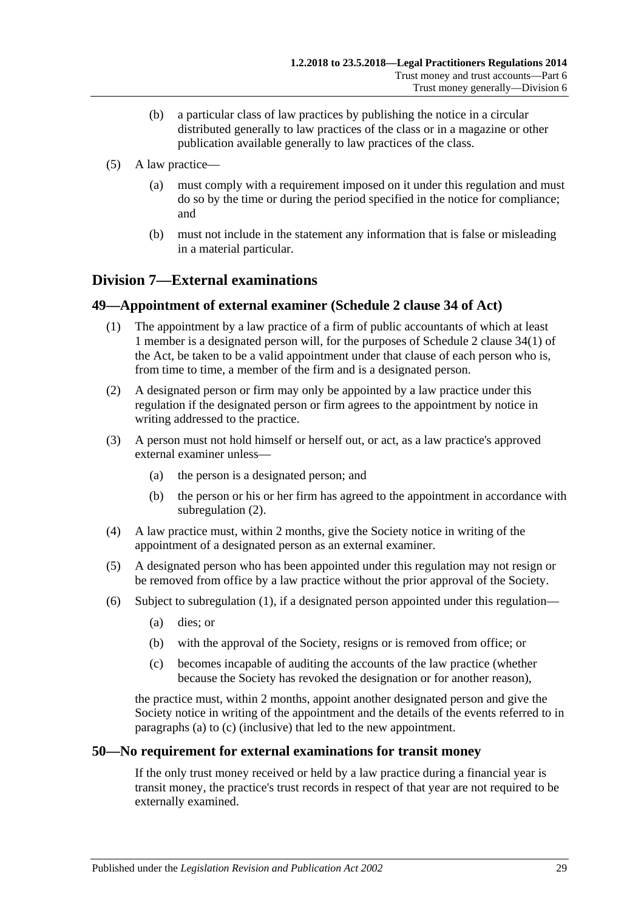(b) a particular class of law practices by publishing the notice in a circular distributed generally to law practices of the class or in a magazine or other publication available generally to law practices of the class.

(5) A law practice—

(a) must comply with a requirement imposed on it under this regulation and must do so by the time or during the period specified in the notice for compliance; and

(b) must not include in the statement any information that is false or misleading in a material particular.

## Division 7—External examinations

### 49—Appointment of external examiner (Schedule 2 clause 34 of Act)

(1) The appointment by a law practice of a firm of public accountants of which at least 1 member is a designated person will, for the purposes of Schedule 2 clause 34(1) of the Act, be taken to be a valid appointment under that clause of each person who is, from time to time, a member of the firm and is a designated person.

(2) A designated person or firm may only be appointed by a law practice under this regulation if the designated person or firm agrees to the appointment by notice in writing addressed to the practice.

(3) A person must not hold himself or herself out, or act, as a law practice's approved external examiner unless—

(a) the person is a designated person; and

(b) the person or his or her firm has agreed to the appointment in accordance with subregulation (2).

(4) A law practice must, within 2 months, give the Society notice in writing of the appointment of a designated person as an external examiner.

(5) A designated person who has been appointed under this regulation may not resign or be removed from office by a law practice without the prior approval of the Society.

(6) Subject to subregulation (1), if a designated person appointed under this regulation—

(a) dies; or

(b) with the approval of the Society, resigns or is removed from office; or

(c) becomes incapable of auditing the accounts of the law practice (whether because the Society has revoked the designation or for another reason),

the practice must, within 2 months, appoint another designated person and give the Society notice in writing of the appointment and the details of the events referred to in paragraphs (a) to (c) (inclusive) that led to the new appointment.

### 50—No requirement for external examinations for transit money

If the only trust money received or held by a law practice during a financial year is transit money, the practice's trust records in respect of that year are not required to be externally examined.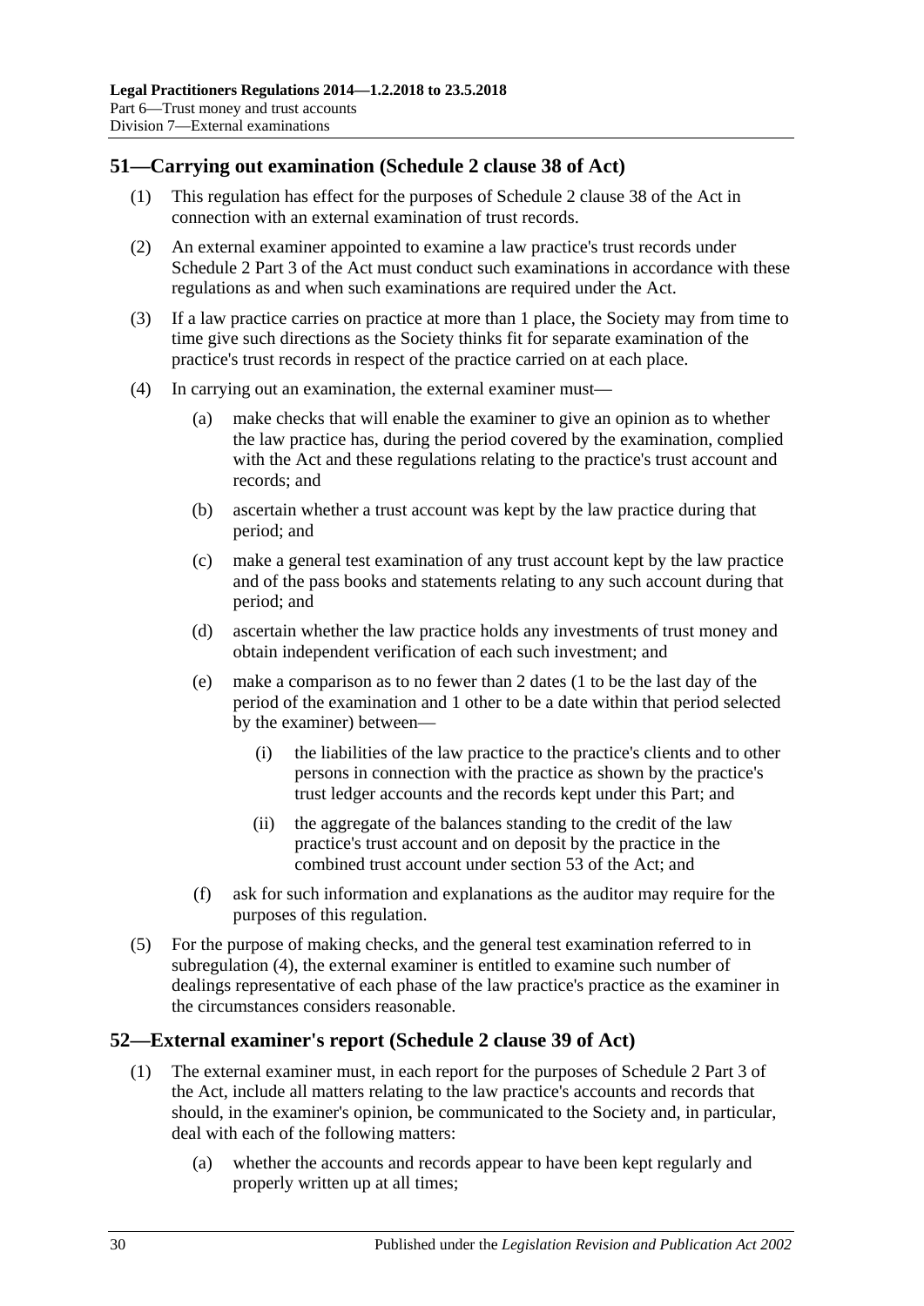## 51—Carrying out examination (Schedule 2 clause 38 of Act)

(1) This regulation has effect for the purposes of Schedule 2 clause 38 of the Act in connection with an external examination of trust records.

(2) An external examiner appointed to examine a law practice's trust records under Schedule 2 Part 3 of the Act must conduct such examinations in accordance with these regulations as and when such examinations are required under the Act.

(3) If a law practice carries on practice at more than 1 place, the Society may from time to time give such directions as the Society thinks fit for separate examination of the practice's trust records in respect of the practice carried on at each place.

(4) In carrying out an examination, the external examiner must—

(a) make checks that will enable the examiner to give an opinion as to whether the law practice has, during the period covered by the examination, complied with the Act and these regulations relating to the practice's trust account and records; and

(b) ascertain whether a trust account was kept by the law practice during that period; and

(c) make a general test examination of any trust account kept by the law practice and of the pass books and statements relating to any such account during that period; and

(d) ascertain whether the law practice holds any investments of trust money and obtain independent verification of each such investment; and

(e) make a comparison as to no fewer than 2 dates (1 to be the last day of the period of the examination and 1 other to be a date within that period selected by the examiner) between—

(i) the liabilities of the law practice to the practice's clients and to other persons in connection with the practice as shown by the practice's trust ledger accounts and the records kept under this Part; and

(ii) the aggregate of the balances standing to the credit of the law practice's trust account and on deposit by the practice in the combined trust account under section 53 of the Act; and

(f) ask for such information and explanations as the auditor may require for the purposes of this regulation.

(5) For the purpose of making checks, and the general test examination referred to in subregulation (4), the external examiner is entitled to examine such number of dealings representative of each phase of the law practice's practice as the examiner in the circumstances considers reasonable.

## 52—External examiner's report (Schedule 2 clause 39 of Act)

(1) The external examiner must, in each report for the purposes of Schedule 2 Part 3 of the Act, include all matters relating to the law practice's accounts and records that should, in the examiner's opinion, be communicated to the Society and, in particular, deal with each of the following matters:

(a) whether the accounts and records appear to have been kept regularly and properly written up at all times;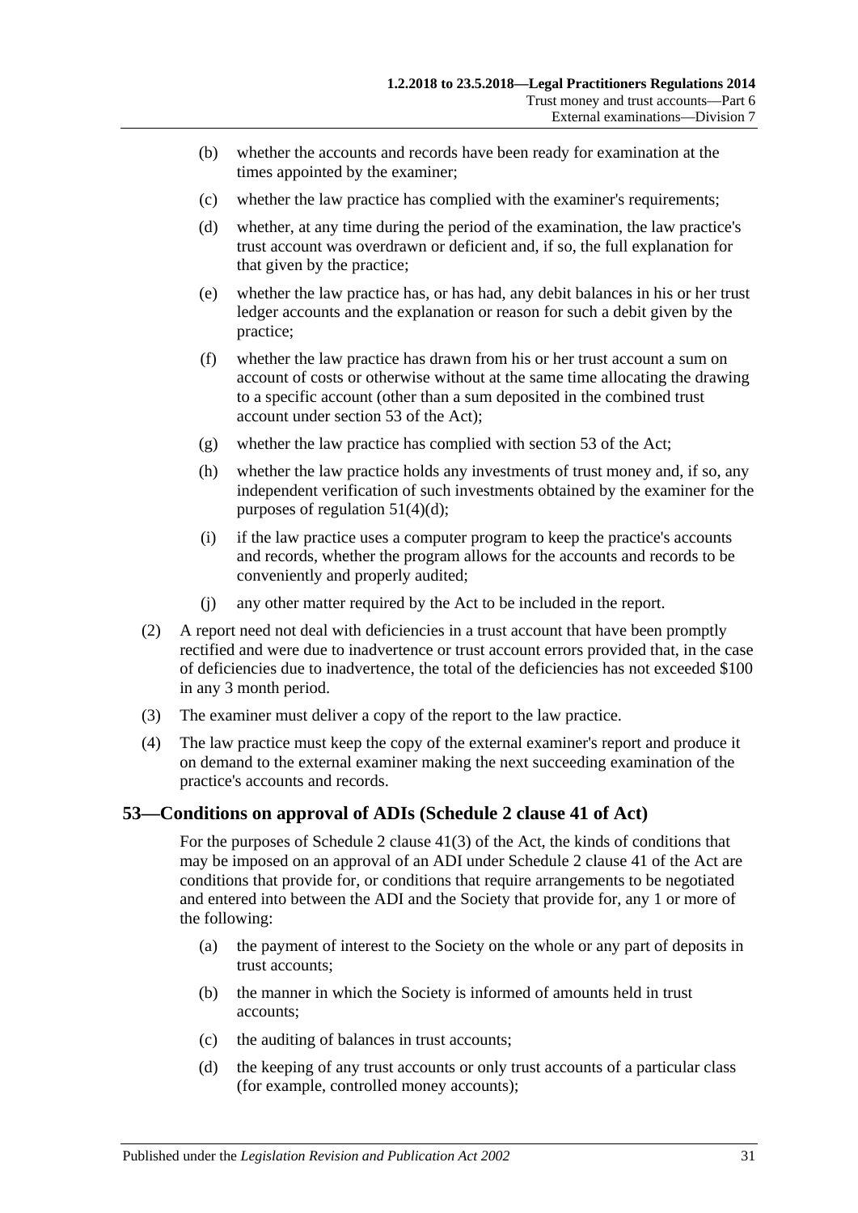(b) whether the accounts and records have been ready for examination at the times appointed by the examiner;

(c) whether the law practice has complied with the examiner's requirements;

(d) whether, at any time during the period of the examination, the law practice's trust account was overdrawn or deficient and, if so, the full explanation for that given by the practice;

(e) whether the law practice has, or has had, any debit balances in his or her trust ledger accounts and the explanation or reason for such a debit given by the practice;

(f) whether the law practice has drawn from his or her trust account a sum on account of costs or otherwise without at the same time allocating the drawing to a specific account (other than a sum deposited in the combined trust account under section 53 of the Act);

(g) whether the law practice has complied with section 53 of the Act;

(h) whether the law practice holds any investments of trust money and, if so, any independent verification of such investments obtained by the examiner for the purposes of regulation 51(4)(d);

(i) if the law practice uses a computer program to keep the practice's accounts and records, whether the program allows for the accounts and records to be conveniently and properly audited;

(j) any other matter required by the Act to be included in the report.

(2) A report need not deal with deficiencies in a trust account that have been promptly rectified and were due to inadvertence or trust account errors provided that, in the case of deficiencies due to inadvertence, the total of the deficiencies has not exceeded $100 in any 3 month period.

(3) The examiner must deliver a copy of the report to the law practice.

(4) The law practice must keep the copy of the external examiner's report and produce it on demand to the external examiner making the next succeeding examination of the practice's accounts and records.

## 53—Conditions on approval of ADIs (Schedule 2 clause 41 of Act)

For the purposes of Schedule 2 clause 41(3) of the Act, the kinds of conditions that may be imposed on an approval of an ADI under Schedule 2 clause 41 of the Act are conditions that provide for, or conditions that require arrangements to be negotiated and entered into between the ADI and the Society that provide for, any 1 or more of the following:

(a) the payment of interest to the Society on the whole or any part of deposits in trust accounts;

(b) the manner in which the Society is informed of amounts held in trust accounts;

(c) the auditing of balances in trust accounts;

(d) the keeping of any trust accounts or only trust accounts of a particular class (for example, controlled money accounts);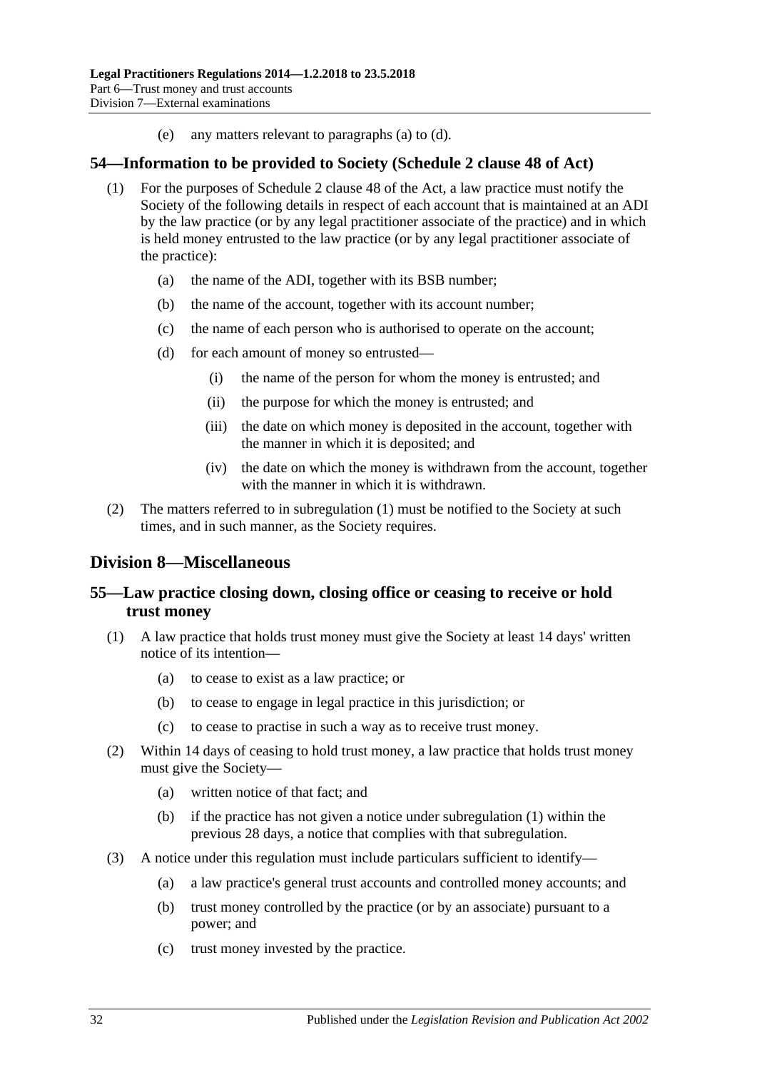(e) any matters relevant to paragraphs (a) to (d).

## 54—Information to be provided to Society (Schedule 2 clause 48 of Act)

(1) For the purposes of Schedule 2 clause 48 of the Act, a law practice must notify the Society of the following details in respect of each account that is maintained at an ADI by the law practice (or by any legal practitioner associate of the practice) and in which is held money entrusted to the law practice (or by any legal practitioner associate of the practice):

(a) the name of the ADI, together with its BSB number;

(b) the name of the account, together with its account number;

(c) the name of each person who is authorised to operate on the account;

(d) for each amount of money so entrusted—

(i) the name of the person for whom the money is entrusted; and

(ii) the purpose for which the money is entrusted; and

(iii) the date on which money is deposited in the account, together with the manner in which it is deposited; and

(iv) the date on which the money is withdrawn from the account, together with the manner in which it is withdrawn.

(2) The matters referred to in subregulation (1) must be notified to the Society at such times, and in such manner, as the Society requires.

# Division 8—Miscellaneous

## 55—Law practice closing down, closing office or ceasing to receive or hold trust money

(1) A law practice that holds trust money must give the Society at least 14 days' written notice of its intention—

(a) to cease to exist as a law practice; or

(b) to cease to engage in legal practice in this jurisdiction; or

(c) to cease to practise in such a way as to receive trust money.

(2) Within 14 days of ceasing to hold trust money, a law practice that holds trust money must give the Society—

(a) written notice of that fact; and

(b) if the practice has not given a notice under subregulation (1) within the previous 28 days, a notice that complies with that subregulation.

(3) A notice under this regulation must include particulars sufficient to identify—

(a) a law practice's general trust accounts and controlled money accounts; and

(b) trust money controlled by the practice (or by an associate) pursuant to a power; and

(c) trust money invested by the practice.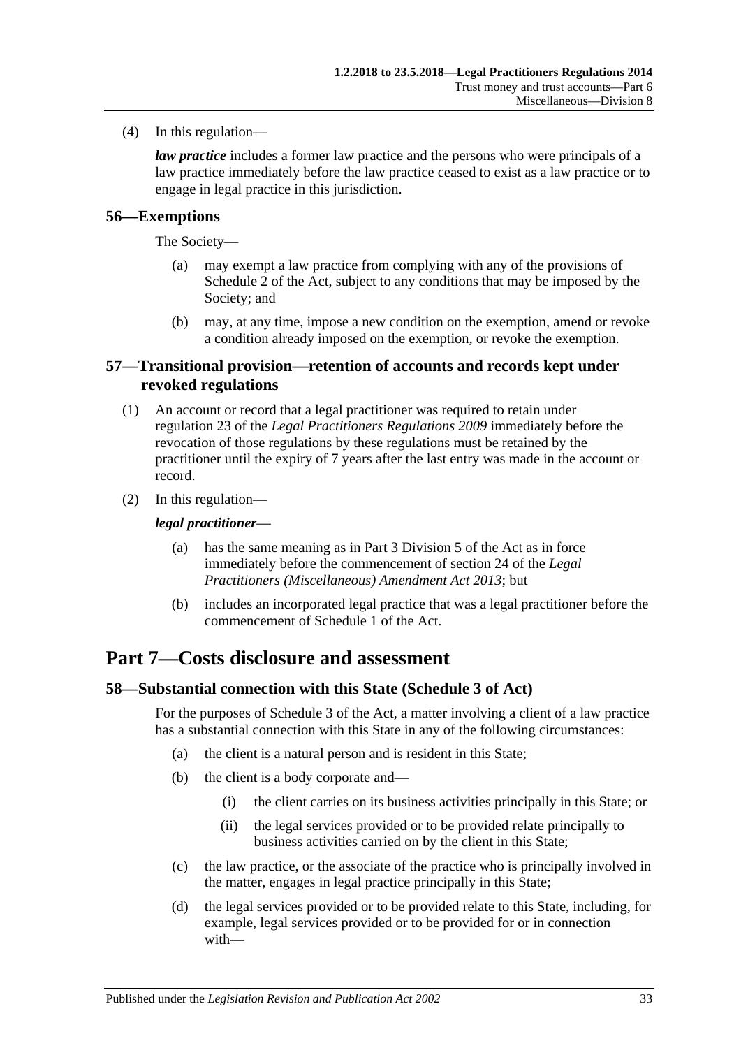(4) In this regulation—

***law practice*** includes a former law practice and the persons who were principals of a law practice immediately before the law practice ceased to exist as a law practice or to engage in legal practice in this jurisdiction.

## 56—Exemptions

The Society—

(a) may exempt a law practice from complying with any of the provisions of Schedule 2 of the Act, subject to any conditions that may be imposed by the Society; and

(b) may, at any time, impose a new condition on the exemption, amend or revoke a condition already imposed on the exemption, or revoke the exemption.

## 57—Transitional provision—retention of accounts and records kept under revoked regulations

(1) An account or record that a legal practitioner was required to retain under regulation 23 of the *Legal Practitioners Regulations 2009* immediately before the revocation of those regulations by these regulations must be retained by the practitioner until the expiry of 7 years after the last entry was made in the account or record.

(2) In this regulation—

***legal practitioner***—

(a) has the same meaning as in Part 3 Division 5 of the Act as in force immediately before the commencement of section 24 of the *Legal Practitioners (Miscellaneous) Amendment Act 2013*; but

(b) includes an incorporated legal practice that was a legal practitioner before the commencement of Schedule 1 of the Act.

# Part 7—Costs disclosure and assessment

## 58—Substantial connection with this State (Schedule 3 of Act)

For the purposes of Schedule 3 of the Act, a matter involving a client of a law practice has a substantial connection with this State in any of the following circumstances:

(a) the client is a natural person and is resident in this State;

(b) the client is a body corporate and—

(i) the client carries on its business activities principally in this State; or

(ii) the legal services provided or to be provided relate principally to business activities carried on by the client in this State;

(c) the law practice, or the associate of the practice who is principally involved in the matter, engages in legal practice principally in this State;

(d) the legal services provided or to be provided relate to this State, including, for example, legal services provided or to be provided for or in connection with—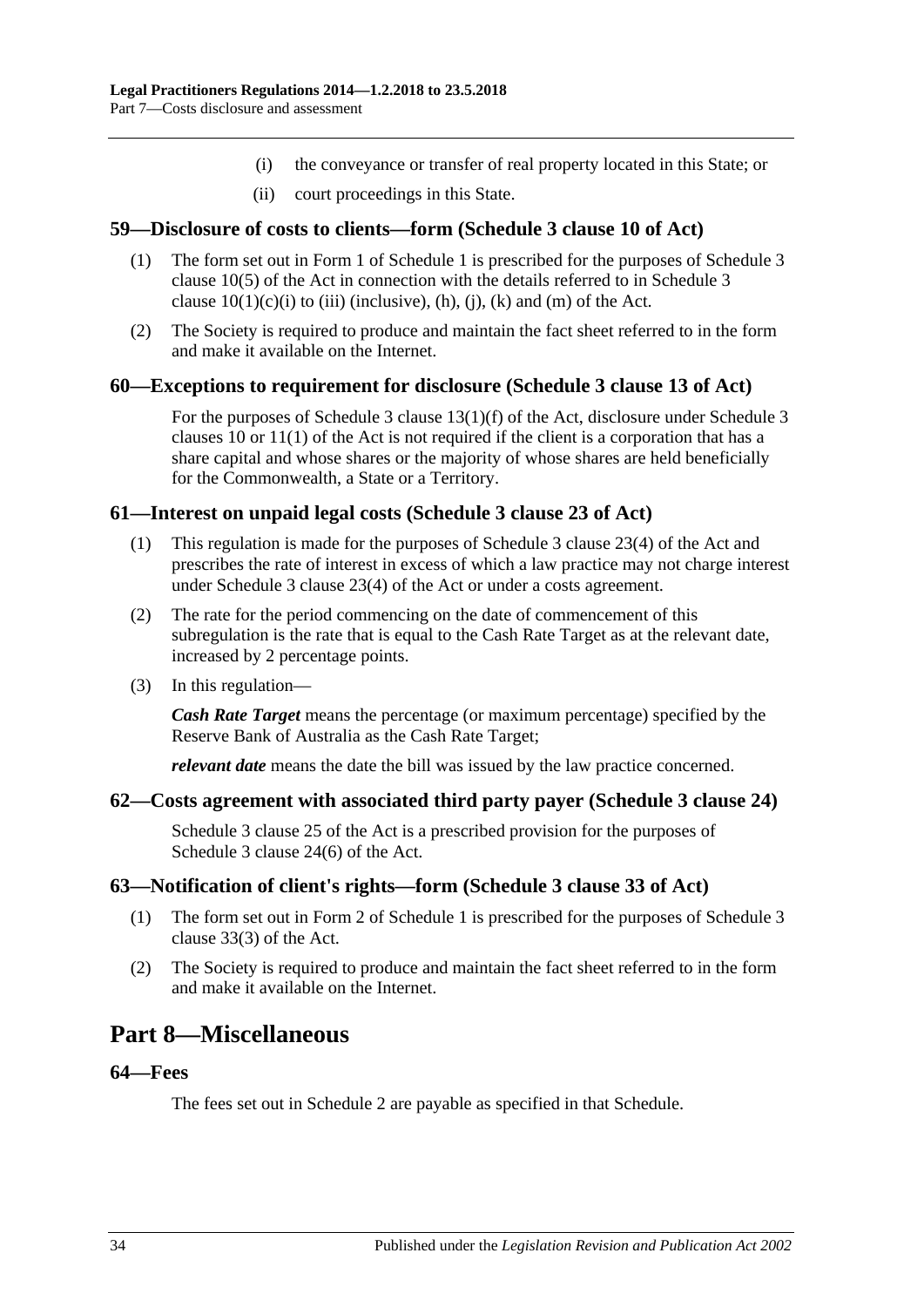(i) the conveyance or transfer of real property located in this State; or

(ii) court proceedings in this State.

### 59—Disclosure of costs to clients—form (Schedule 3 clause 10 of Act)

(1) The form set out in Form 1 of Schedule 1 is prescribed for the purposes of Schedule 3 clause 10(5) of the Act in connection with the details referred to in Schedule 3 clause 10(1)(c)(i) to (iii) (inclusive), (h), (j), (k) and (m) of the Act.

(2) The Society is required to produce and maintain the fact sheet referred to in the form and make it available on the Internet.

### 60—Exceptions to requirement for disclosure (Schedule 3 clause 13 of Act)

For the purposes of Schedule 3 clause 13(1)(f) of the Act, disclosure under Schedule 3 clauses 10 or 11(1) of the Act is not required if the client is a corporation that has a share capital and whose shares or the majority of whose shares are held beneficially for the Commonwealth, a State or a Territory.

### 61—Interest on unpaid legal costs (Schedule 3 clause 23 of Act)

(1) This regulation is made for the purposes of Schedule 3 clause 23(4) of the Act and prescribes the rate of interest in excess of which a law practice may not charge interest under Schedule 3 clause 23(4) of the Act or under a costs agreement.

(2) The rate for the period commencing on the date of commencement of this subregulation is the rate that is equal to the Cash Rate Target as at the relevant date, increased by 2 percentage points.

(3) In this regulation—

***Cash Rate Target*** means the percentage (or maximum percentage) specified by the Reserve Bank of Australia as the Cash Rate Target;

***relevant date*** means the date the bill was issued by the law practice concerned.

### 62—Costs agreement with associated third party payer (Schedule 3 clause 24)

Schedule 3 clause 25 of the Act is a prescribed provision for the purposes of Schedule 3 clause 24(6) of the Act.

### 63—Notification of client's rights—form (Schedule 3 clause 33 of Act)

(1) The form set out in Form 2 of Schedule 1 is prescribed for the purposes of Schedule 3 clause 33(3) of the Act.

(2) The Society is required to produce and maintain the fact sheet referred to in the form and make it available on the Internet.

## Part 8—Miscellaneous

### 64—Fees

The fees set out in Schedule 2 are payable as specified in that Schedule.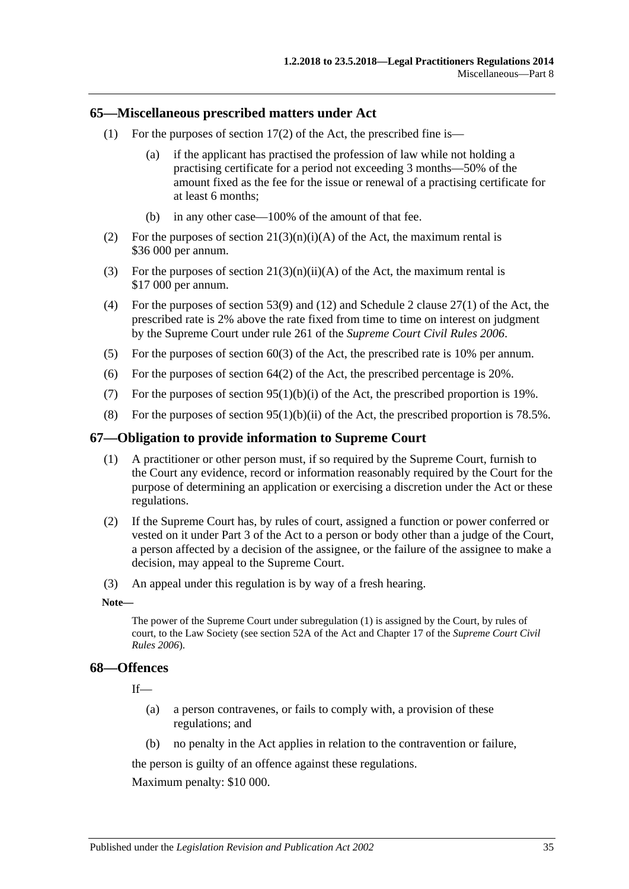## 65—Miscellaneous prescribed matters under Act

(1) For the purposes of section 17(2) of the Act, the prescribed fine is—

  (a) if the applicant has practised the profession of law while not holding a practising certificate for a period not exceeding 3 months—50% of the amount fixed as the fee for the issue or renewal of a practising certificate for at least 6 months;

  (b) in any other case—100% of the amount of that fee.

(2) For the purposes of section 21(3)(n)(i)(A) of the Act, the maximum rental is $36 000 per annum.

(3) For the purposes of section 21(3)(n)(ii)(A) of the Act, the maximum rental is $17 000 per annum.

(4) For the purposes of section 53(9) and (12) and Schedule 2 clause 27(1) of the Act, the prescribed rate is 2% above the rate fixed from time to time on interest on judgment by the Supreme Court under rule 261 of the *Supreme Court Civil Rules 2006*.

(5) For the purposes of section 60(3) of the Act, the prescribed rate is 10% per annum.

(6) For the purposes of section 64(2) of the Act, the prescribed percentage is 20%.

(7) For the purposes of section 95(1)(b)(i) of the Act, the prescribed proportion is 19%.

(8) For the purposes of section 95(1)(b)(ii) of the Act, the prescribed proportion is 78.5%.

## 67—Obligation to provide information to Supreme Court

(1) A practitioner or other person must, if so required by the Supreme Court, furnish to the Court any evidence, record or information reasonably required by the Court for the purpose of determining an application or exercising a discretion under the Act or these regulations.

(2) If the Supreme Court has, by rules of court, assigned a function or power conferred or vested on it under Part 3 of the Act to a person or body other than a judge of the Court, a person affected by a decision of the assignee, or the failure of the assignee to make a decision, may appeal to the Supreme Court.

(3) An appeal under this regulation is by way of a fresh hearing.

**Note—**

The power of the Supreme Court under subregulation (1) is assigned by the Court, by rules of court, to the Law Society (see section 52A of the Act and Chapter 17 of the *Supreme Court Civil Rules 2006*).

## 68—Offences

If—

  (a) a person contravenes, or fails to comply with, a provision of these regulations; and

  (b) no penalty in the Act applies in relation to the contravention or failure,

the person is guilty of an offence against these regulations.

Maximum penalty: $10 000.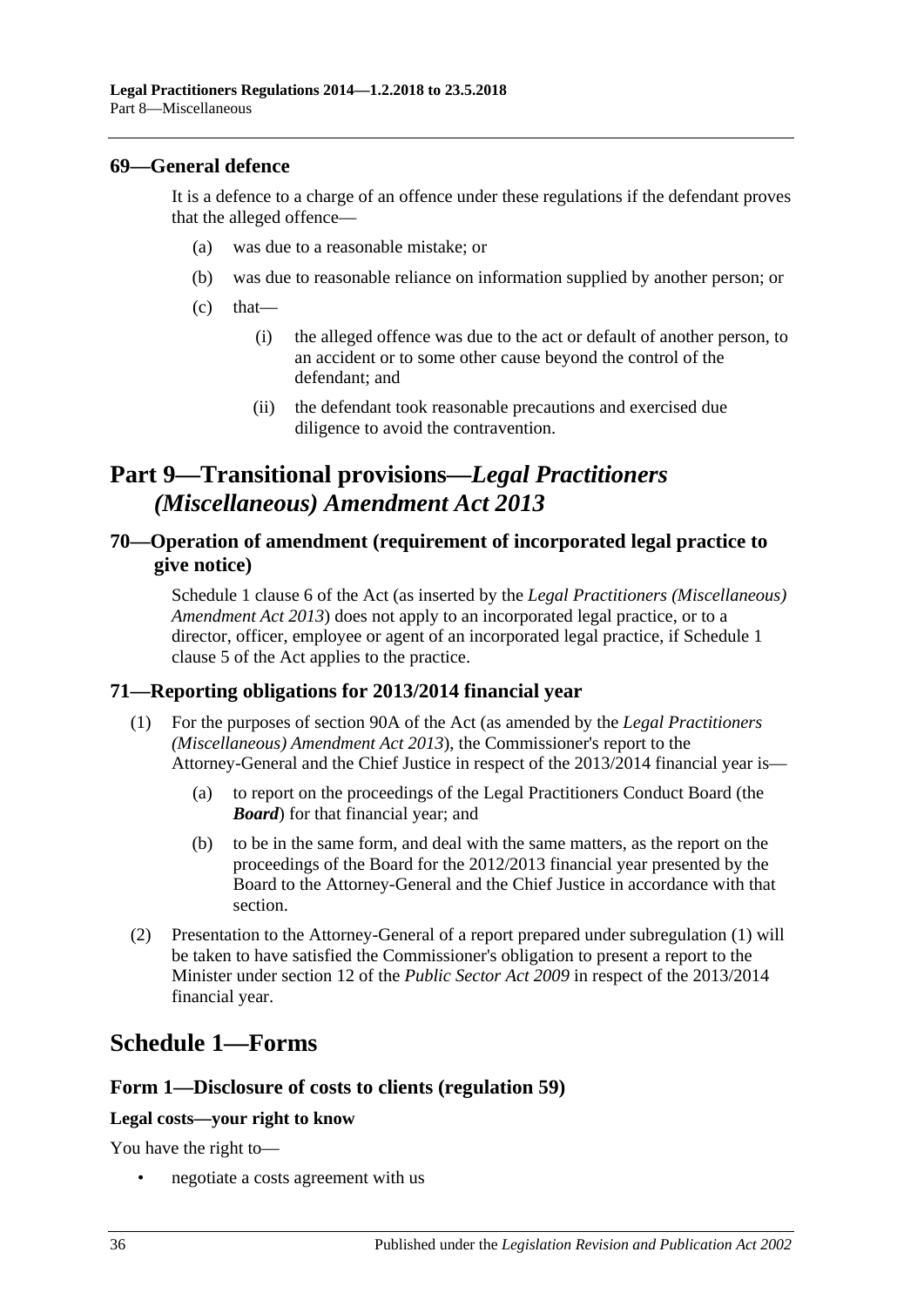### 69—General defence

It is a defence to a charge of an offence under these regulations if the defendant proves that the alleged offence—

- (a) was due to a reasonable mistake; or
- (b) was due to reasonable reliance on information supplied by another person; or
- (c) that—
  - (i) the alleged offence was due to the act or default of another person, to an accident or to some other cause beyond the control of the defendant; and
  - (ii) the defendant took reasonable precautions and exercised due diligence to avoid the contravention.

## Part 9—Transitional provisions—*Legal Practitioners (Miscellaneous) Amendment Act 2013*

### 70—Operation of amendment (requirement of incorporated legal practice to give notice)

Schedule 1 clause 6 of the Act (as inserted by the *Legal Practitioners (Miscellaneous) Amendment Act 2013*) does not apply to an incorporated legal practice, or to a director, officer, employee or agent of an incorporated legal practice, if Schedule 1 clause 5 of the Act applies to the practice.

### 71—Reporting obligations for 2013/2014 financial year

(1) For the purposes of section 90A of the Act (as amended by the *Legal Practitioners (Miscellaneous) Amendment Act 2013*), the Commissioner's report to the Attorney-General and the Chief Justice in respect of the 2013/2014 financial year is—

- (a) to report on the proceedings of the Legal Practitioners Conduct Board (the ***Board***) for that financial year; and
- (b) to be in the same form, and deal with the same matters, as the report on the proceedings of the Board for the 2012/2013 financial year presented by the Board to the Attorney-General and the Chief Justice in accordance with that section.

(2) Presentation to the Attorney-General of a report prepared under subregulation (1) will be taken to have satisfied the Commissioner's obligation to present a report to the Minister under section 12 of the *Public Sector Act 2009* in respect of the 2013/2014 financial year.

## Schedule 1—Forms

### Form 1—Disclosure of costs to clients (regulation 59)

**Legal costs—your right to know**

You have the right to—

- negotiate a costs agreement with us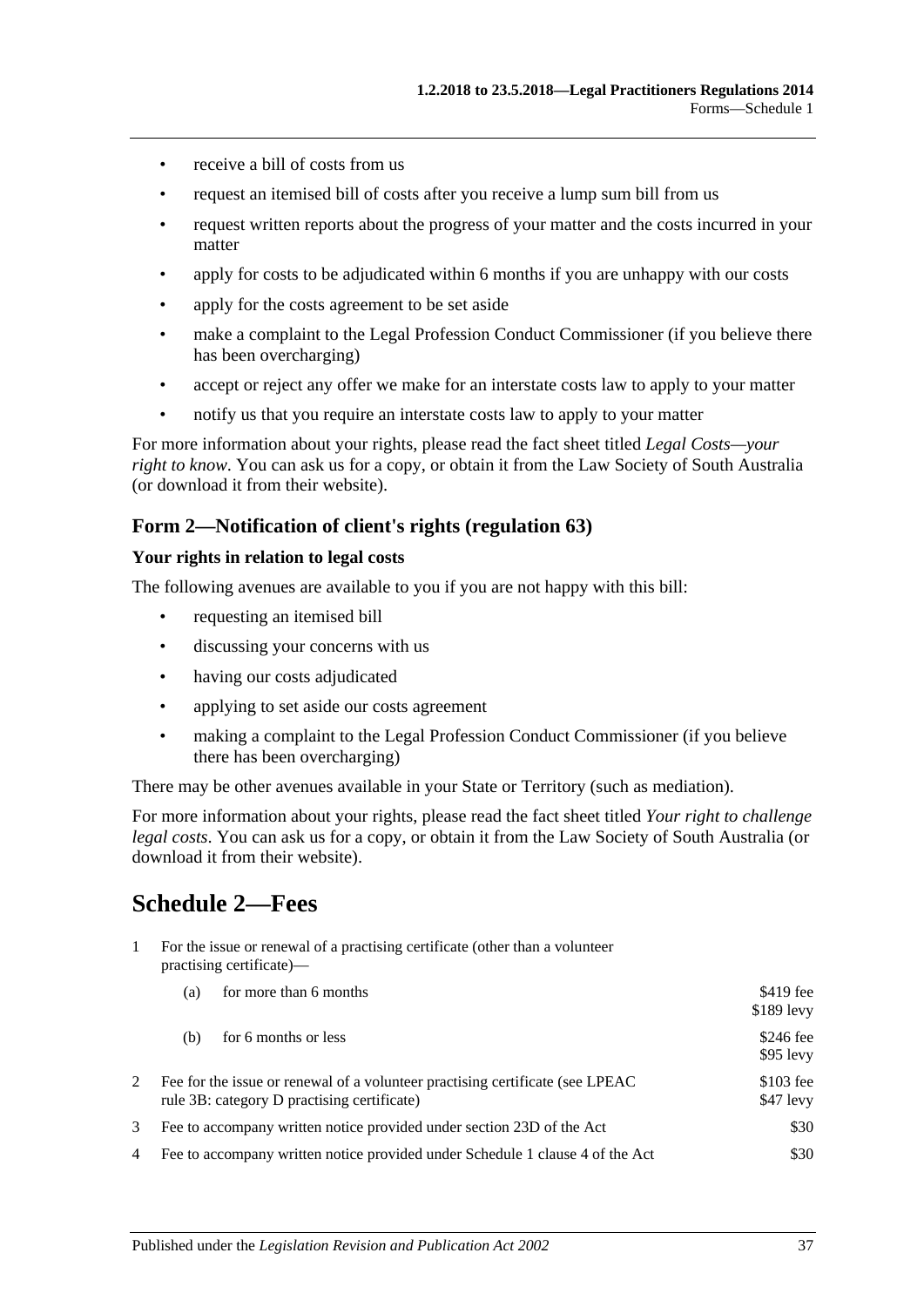- receive a bill of costs from us
- request an itemised bill of costs after you receive a lump sum bill from us
- request written reports about the progress of your matter and the costs incurred in your matter
- apply for costs to be adjudicated within 6 months if you are unhappy with our costs
- apply for the costs agreement to be set aside
- make a complaint to the Legal Profession Conduct Commissioner (if you believe there has been overcharging)
- accept or reject any offer we make for an interstate costs law to apply to your matter
- notify us that you require an interstate costs law to apply to your matter

For more information about your rights, please read the fact sheet titled *Legal Costs—your right to know*. You can ask us for a copy, or obtain it from the Law Society of South Australia (or download it from their website).

### Form 2—Notification of client's rights (regulation 63)

**Your rights in relation to legal costs**

The following avenues are available to you if you are not happy with this bill:

- requesting an itemised bill
- discussing your concerns with us
- having our costs adjudicated
- applying to set aside our costs agreement
- making a complaint to the Legal Profession Conduct Commissioner (if you believe there has been overcharging)

There may be other avenues available in your State or Territory (such as mediation).

For more information about your rights, please read the fact sheet titled *Your right to challenge legal costs*. You can ask us for a copy, or obtain it from the Law Society of South Australia (or download it from their website).

## Schedule 2—Fees

| | | | |
|---|---|---|---|
| 1 | For the issue or renewal of a practising certificate (other than a volunteer practising certificate)— | | |
| | (a) | for more than 6 months | $419 fee<br>$189 levy |
| | (b) | for 6 months or less | $246 fee<br>$95 levy |
| 2 | Fee for the issue or renewal of a volunteer practising certificate (see LPEAC rule 3B: category D practising certificate) | | $103 fee<br>$47 levy |
| 3 | Fee to accompany written notice provided under section 23D of the Act | | $30 |
| 4 | Fee to accompany written notice provided under Schedule 1 clause 4 of the Act | | $30 |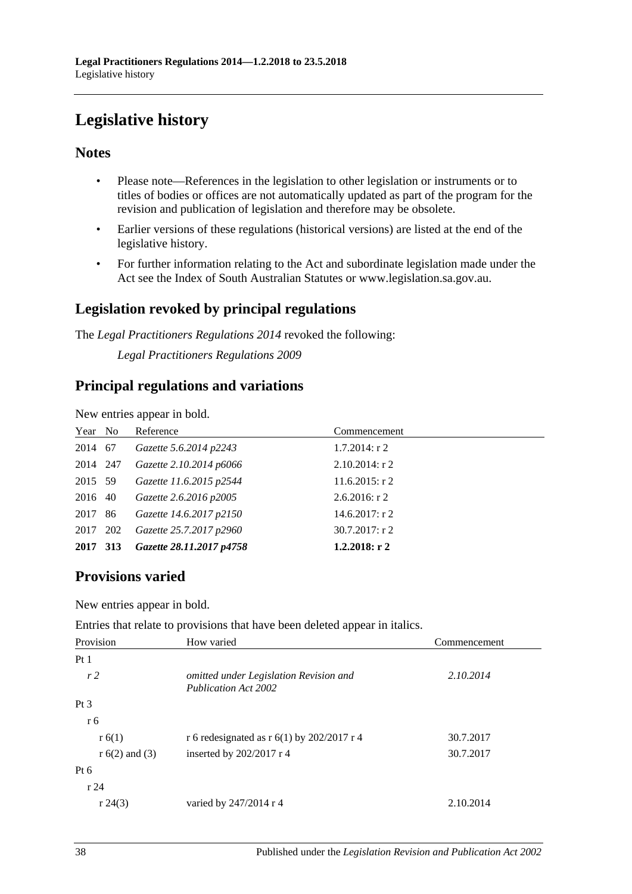# Legislative history

## Notes

- Please note—References in the legislation to other legislation or instruments or to titles of bodies or offices are not automatically updated as part of the program for the revision and publication of legislation and therefore may be obsolete.
- Earlier versions of these regulations (historical versions) are listed at the end of the legislative history.
- For further information relating to the Act and subordinate legislation made under the Act see the Index of South Australian Statutes or www.legislation.sa.gov.au.

## Legislation revoked by principal regulations

The *Legal Practitioners Regulations 2014* revoked the following:

*Legal Practitioners Regulations 2009*

## Principal regulations and variations

New entries appear in bold.

| Year | No | Reference | Commencement |
|---|---|---|---|
| 2014 | 67 | *Gazette 5.6.2014 p2243* | 1.7.2014: r 2 |
| 2014 | 247 | *Gazette 2.10.2014 p6066* | 2.10.2014: r 2 |
| 2015 | 59 | *Gazette 11.6.2015 p2544* | 11.6.2015: r 2 |
| 2016 | 40 | *Gazette 2.6.2016 p2005* | 2.6.2016: r 2 |
| 2017 | 86 | *Gazette 14.6.2017 p2150* | 14.6.2017: r 2 |
| 2017 | 202 | *Gazette 25.7.2017 p2960* | 30.7.2017: r 2 |
| **2017** | **313** | ***Gazette 28.11.2017 p4758*** | **1.2.2018: r 2** |

## Provisions varied

New entries appear in bold.

Entries that relate to provisions that have been deleted appear in italics.

| Provision | How varied | Commencement |
|---|---|---|
| Pt 1 | | |
| *r 2* | *omitted under Legislation Revision and Publication Act 2002* | *2.10.2014* |
| Pt 3 | | |
| r 6 | | |
| r 6(1) | r 6 redesignated as r 6(1) by 202/2017 r 4 | 30.7.2017 |
| r 6(2) and (3) | inserted by 202/2017 r 4 | 30.7.2017 |
| Pt 6 | | |
| r 24 | | |
| r 24(3) | varied by 247/2014 r 4 | 2.10.2014 |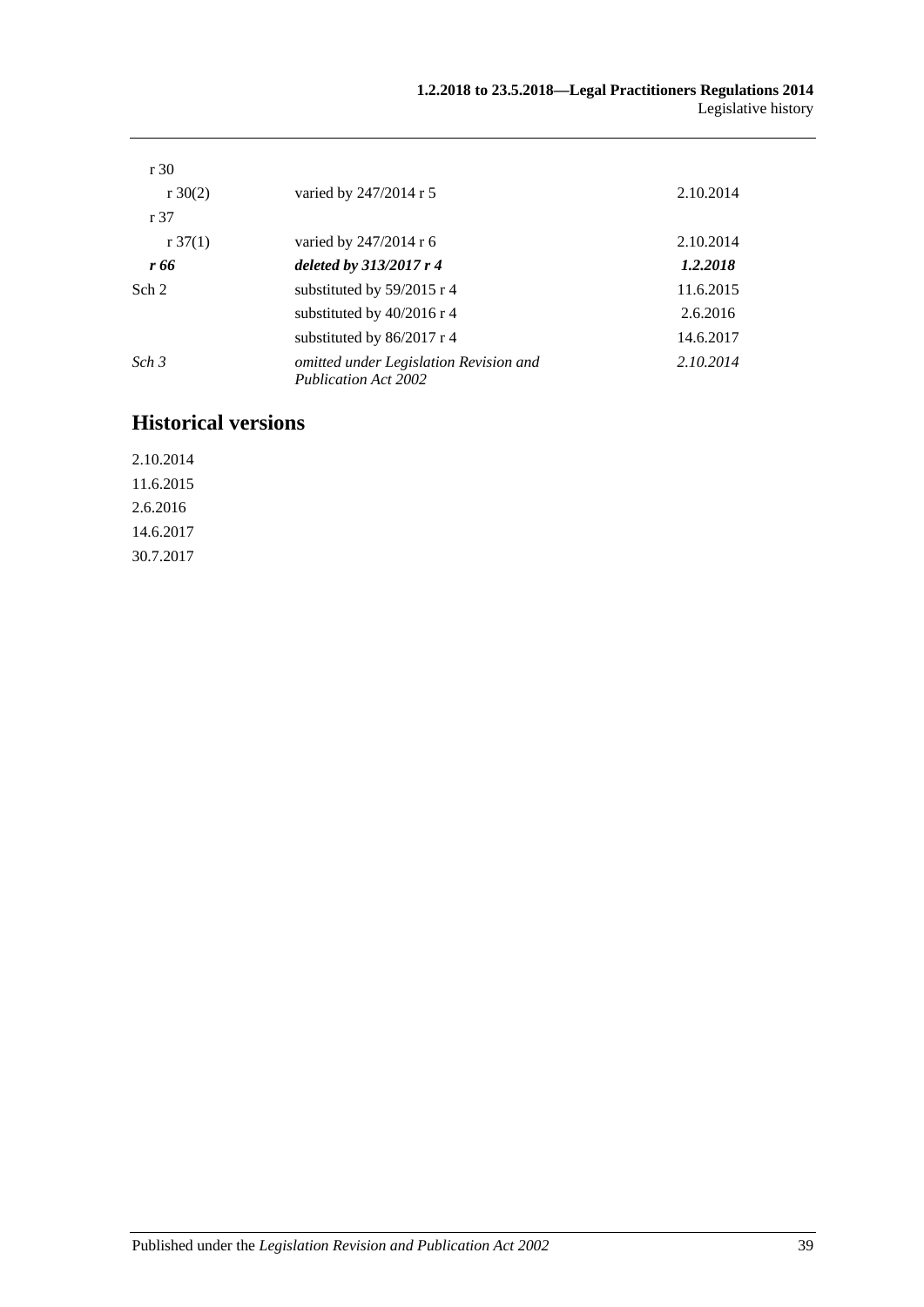| | | |
|---|---|---|
| r 30 | | |
| r 30(2) | varied by 247/2014 r 5 | 2.10.2014 |
| r 37 | | |
| r 37(1) | varied by 247/2014 r 6 | 2.10.2014 |
| ***r 66*** | ***deleted by 313/2017 r 4*** | ***1.2.2018*** |
| Sch 2 | substituted by 59/2015 r 4 | 11.6.2015 |
| | substituted by 40/2016 r 4 | 2.6.2016 |
| | substituted by 86/2017 r 4 | 14.6.2017 |
| *Sch 3* | *omitted under Legislation Revision and Publication Act 2002* | *2.10.2014* |

## Historical versions

2.10.2014

11.6.2015

2.6.2016

14.6.2017

30.7.2017